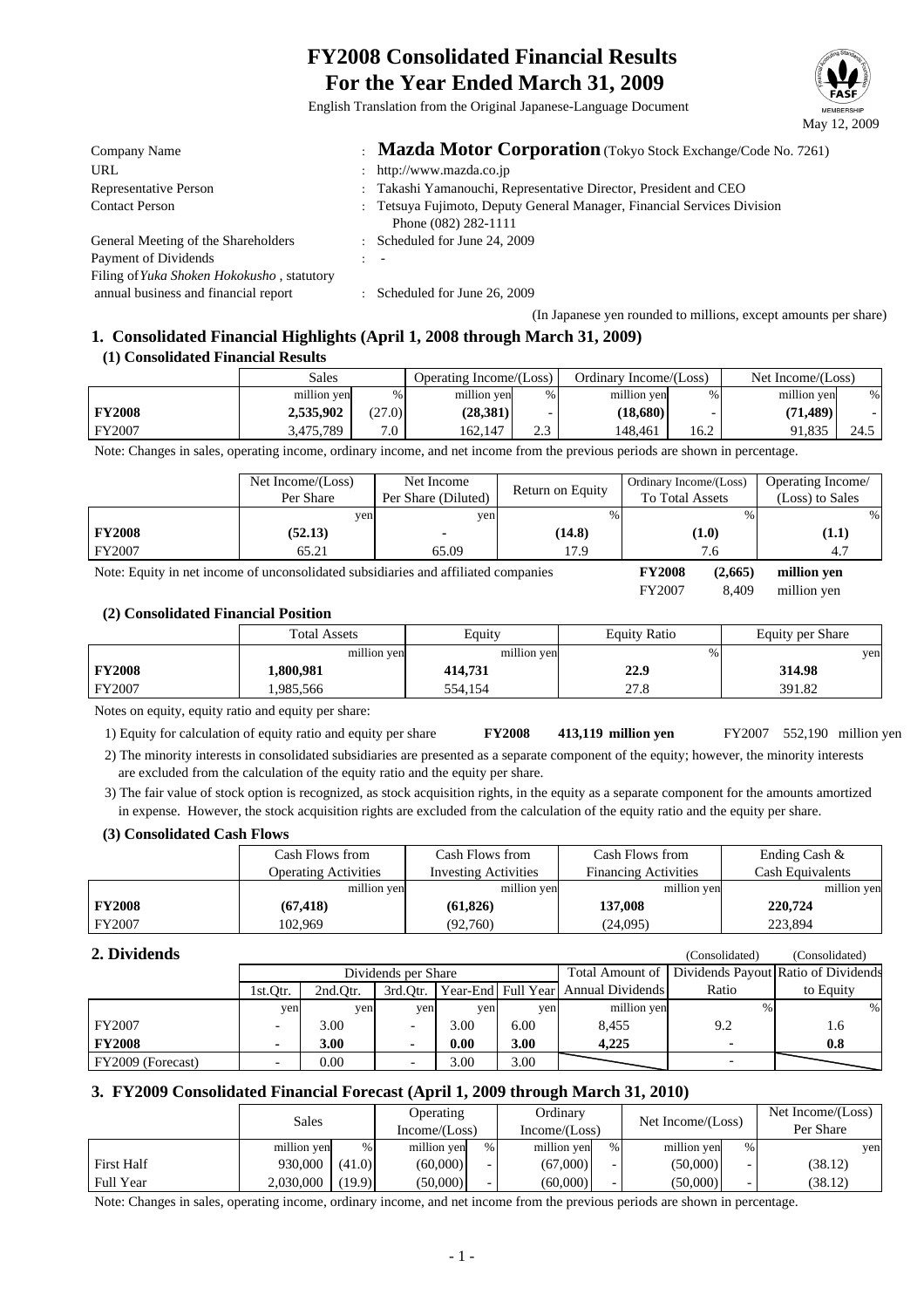# FY2008 Consolidated Financial Results
# For the Year Ended March 31, 2009

English Translation from the Original Japanese-Language Document

May 12, 2009

| | | |
|---|---|---|
| Company Name | : | **Mazda Motor Corporation** (Tokyo Stock Exchange/Code No. 7261) |
| URL | : | http://www.mazda.co.jp |
| Representative Person | : | Takashi Yamanouchi, Representative Director, President and CEO |
| Contact Person | : | Tetsuya Fujimoto, Deputy General Manager, Financial Services Division<br>Phone (082) 282-1111 |
| General Meeting of the Shareholders | : | Scheduled for June 24, 2009 |
| Payment of Dividends | : | - |
| Filing of *Yuka Shoken Hokokusho*, statutory annual business and financial report | : | Scheduled for June 26, 2009 |

(In Japanese yen rounded to millions, except amounts per share)

## 1. Consolidated Financial Highlights (April 1, 2008 through March 31, 2009)

### (1) Consolidated Financial Results

| | Sales | | Operating Income/(Loss) | | Ordinary Income/(Loss) | | Net Income/(Loss) | |
|---|---|---|---|---|---|---|---|---|
| | million yen | % | million yen | % | million yen | % | million yen | % |
| **FY2008** | **2,535,902** | (27.0) | **(28,381)** | - | **(18,680)** | - | **(71,489)** | - |
| FY2007 | 3,475,789 | 7.0 | 162,147 | 2.3 | 148,461 | 16.2 | 91,835 | 24.5 |

Note: Changes in sales, operating income, ordinary income, and net income from the previous periods are shown in percentage.

| | Net Income/(Loss) Per Share | Net Income Per Share (Diluted) | Return on Equity | Ordinary Income/(Loss) To Total Assets | Operating Income/(Loss) to Sales |
|---|---|---|---|---|---|
| | yen | yen | % | % | % |
| **FY2008** | **(52.13)** | **-** | **(14.8)** | **(1.0)** | **(1.1)** |
| FY2007 | 65.21 | 65.09 | 17.9 | 7.6 | 4.7 |

Note: Equity in net income of unconsolidated subsidiaries and affiliated companies **FY2008 (2,665) million yen** FY2007 8,409 million yen

### (2) Consolidated Financial Position

| | Total Assets | Equity | Equity Ratio | Equity per Share |
|---|---|---|---|---|
| | million yen | million yen | % | yen |
| **FY2008** | **1,800,981** | **414,731** | **22.9** | **314.98** |
| FY2007 | 1,985,566 | 554,154 | 27.8 | 391.82 |

Notes on equity, equity ratio and equity per share:

1) Equity for calculation of equity ratio and equity per share **FY2008 413,119 million yen** FY2007 552,190 million yen

2) The minority interests in consolidated subsidiaries are presented as a separate component of the equity; however, the minority interests are excluded from the calculation of the equity ratio and the equity per share.

3) The fair value of stock option is recognized, as stock acquisition rights, in the equity as a separate component for the amounts amortized in expense. However, the stock acquisition rights are excluded from the calculation of the equity ratio and the equity per share.

### (3) Consolidated Cash Flows

| | Cash Flows from Operating Activities | Cash Flows from Investing Activities | Cash Flows from Financing Activities | Ending Cash & Cash Equivalents |
|---|---|---|---|---|
| | million yen | million yen | million yen | million yen |
| **FY2008** | **(67,418)** | **(61,826)** | **137,008** | **220,724** |
| FY2007 | 102,969 | (92,760) | (24,095) | 223,894 |

## 2. Dividends

| | Dividends per Share | | | | | Total Amount of Annual Dividends | Dividends Payout Ratio (Consolidated) | Ratio of Dividends to Equity (Consolidated) |
|---|---|---|---|---|---|---|---|---|
| | 1st.Qtr. | 2nd.Qtr. | 3rd.Qtr. | Year-End | Full Year | | | |
| | yen | yen | yen | yen | yen | million yen | % | % |
| FY2007 | - | 3.00 | - | 3.00 | 6.00 | 8,455 | 9.2 | 1.6 |
| **FY2008** | **-** | **3.00** | **-** | **0.00** | **3.00** | **4,225** | **-** | **0.8** |
| FY2009 (Forecast) | - | 0.00 | - | 3.00 | 3.00 | | - | |

## 3. FY2009 Consolidated Financial Forecast (April 1, 2009 through March 31, 2010)

| | Sales | | Operating Income/(Loss) | | Ordinary Income/(Loss) | | Net Income/(Loss) | | Net Income/(Loss) Per Share |
|---|---|---|---|---|---|---|---|---|---|
| | million yen | % | million yen | % | million yen | % | million yen | % | yen |
| First Half | 930,000 | (41.0) | (60,000) | - | (67,000) | - | (50,000) | - | (38.12) |
| Full Year | 2,030,000 | (19.9) | (50,000) | - | (60,000) | - | (50,000) | - | (38.12) |

Note: Changes in sales, operating income, ordinary income, and net income from the previous periods are shown in percentage.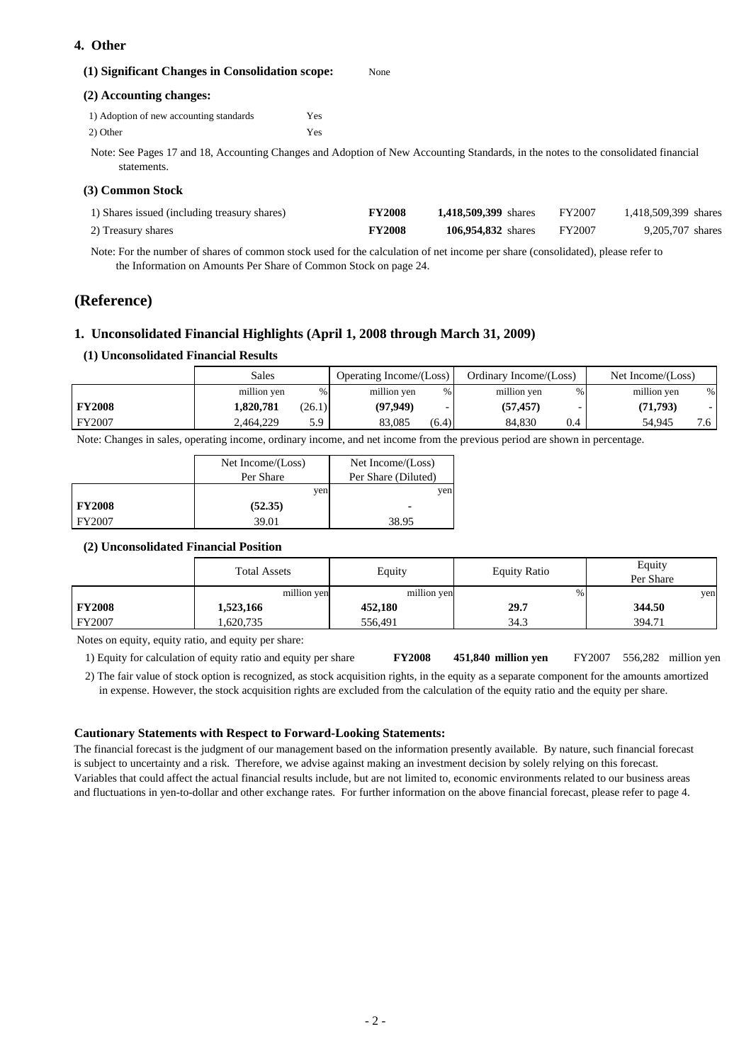## 4. Other

### (1) Significant Changes in Consolidation scope: None

### (2) Accounting changes:

1) Adoption of new accounting standards Yes

2) Other Yes

Note: See Pages 17 and 18, Accounting Changes and Adoption of New Accounting Standards, in the notes to the consolidated financial statements.

### (3) Common Stock

| | | | | |
|---|---|---|---|---|
| 1) Shares issued (including treasury shares) | **FY2008** | **1,418,509,399** shares | FY2007 | 1,418,509,399 shares |
| 2) Treasury shares | **FY2008** | **106,954,832** shares | FY2007 | 9,205,707 shares |

Note: For the number of shares of common stock used for the calculation of net income per share (consolidated), please refer to the Information on Amounts Per Share of Common Stock on page 24.

# (Reference)

## 1. Unconsolidated Financial Highlights (April 1, 2008 through March 31, 2009)

### (1) Unconsolidated Financial Results

| | Sales | | Operating Income/(Loss) | | Ordinary Income/(Loss) | | Net Income/(Loss) | |
|---|---|---|---|---|---|---|---|---|
| | million yen | % | million yen | % | million yen | % | million yen | % |
| **FY2008** | **1,820,781** | (26.1) | **(97,949)** | - | **(57,457)** | - | **(71,793)** | - |
| FY2007 | 2,464,229 | 5.9 | 83,085 | (6.4) | 84,830 | 0.4 | 54,945 | 7.6 |

Note: Changes in sales, operating income, ordinary income, and net income from the previous period are shown in percentage.

| | Net Income/(Loss) Per Share | Net Income/(Loss) Per Share (Diluted) |
|---|---|---|
| | yen | yen |
| **FY2008** | **(52.35)** | **-** |
| FY2007 | 39.01 | 38.95 |

### (2) Unconsolidated Financial Position

| | Total Assets | Equity | Equity Ratio | Equity Per Share |
|---|---|---|---|---|
| | million yen | million yen | % | yen |
| **FY2008** | **1,523,166** | **452,180** | **29.7** | **344.50** |
| FY2007 | 1,620,735 | 556,491 | 34.3 | 394.71 |

Notes on equity, equity ratio, and equity per share:

1) Equity for calculation of equity ratio and equity per share **FY2008** **451,840 million yen** FY2007 556,282 million yen

2) The fair value of stock option is recognized, as stock acquisition rights, in the equity as a separate component for the amounts amortized in expense. However, the stock acquisition rights are excluded from the calculation of the equity ratio and the equity per share.

**Cautionary Statements with Respect to Forward-Looking Statements:**

The financial forecast is the judgment of our management based on the information presently available. By nature, such financial forecast is subject to uncertainty and a risk. Therefore, we advise against making an investment decision by solely relying on this forecast. Variables that could affect the actual financial results include, but are not limited to, economic environments related to our business areas and fluctuations in yen-to-dollar and other exchange rates. For further information on the above financial forecast, please refer to page 4.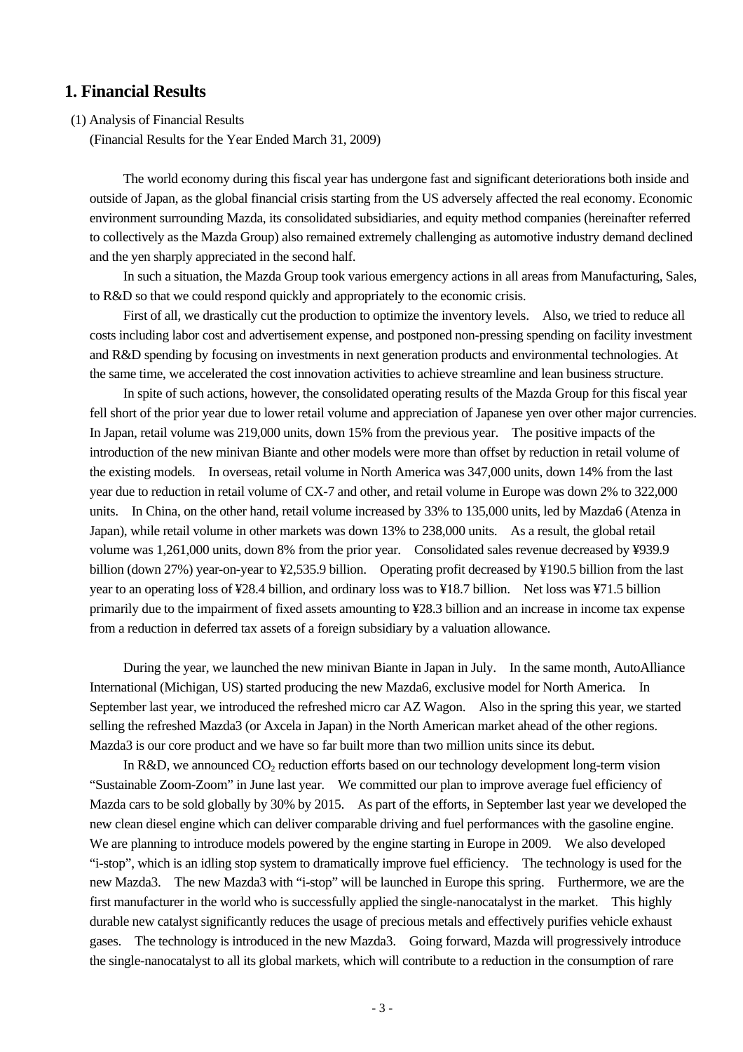# 1. Financial Results

(1) Analysis of Financial Results

(Financial Results for the Year Ended March 31, 2009)

The world economy during this fiscal year has undergone fast and significant deteriorations both inside and outside of Japan, as the global financial crisis starting from the US adversely affected the real economy. Economic environment surrounding Mazda, its consolidated subsidiaries, and equity method companies (hereinafter referred to collectively as the Mazda Group) also remained extremely challenging as automotive industry demand declined and the yen sharply appreciated in the second half.

In such a situation, the Mazda Group took various emergency actions in all areas from Manufacturing, Sales, to R&D so that we could respond quickly and appropriately to the economic crisis.

First of all, we drastically cut the production to optimize the inventory levels. Also, we tried to reduce all costs including labor cost and advertisement expense, and postponed non-pressing spending on facility investment and R&D spending by focusing on investments in next generation products and environmental technologies. At the same time, we accelerated the cost innovation activities to achieve streamline and lean business structure.

In spite of such actions, however, the consolidated operating results of the Mazda Group for this fiscal year fell short of the prior year due to lower retail volume and appreciation of Japanese yen over other major currencies. In Japan, retail volume was 219,000 units, down 15% from the previous year. The positive impacts of the introduction of the new minivan Biante and other models were more than offset by reduction in retail volume of the existing models. In overseas, retail volume in North America was 347,000 units, down 14% from the last year due to reduction in retail volume of CX-7 and other, and retail volume in Europe was down 2% to 322,000 units. In China, on the other hand, retail volume increased by 33% to 135,000 units, led by Mazda6 (Atenza in Japan), while retail volume in other markets was down 13% to 238,000 units. As a result, the global retail volume was 1,261,000 units, down 8% from the prior year. Consolidated sales revenue decreased by ¥939.9 billion (down 27%) year-on-year to ¥2,535.9 billion. Operating profit decreased by ¥190.5 billion from the last year to an operating loss of ¥28.4 billion, and ordinary loss was to ¥18.7 billion. Net loss was ¥71.5 billion primarily due to the impairment of fixed assets amounting to ¥28.3 billion and an increase in income tax expense from a reduction in deferred tax assets of a foreign subsidiary by a valuation allowance.

During the year, we launched the new minivan Biante in Japan in July. In the same month, AutoAlliance International (Michigan, US) started producing the new Mazda6, exclusive model for North America. In September last year, we introduced the refreshed micro car AZ Wagon. Also in the spring this year, we started selling the refreshed Mazda3 (or Axcela in Japan) in the North American market ahead of the other regions. Mazda3 is our core product and we have so far built more than two million units since its debut.

In R&D, we announced $CO_2$ reduction efforts based on our technology development long-term vision "Sustainable Zoom-Zoom" in June last year. We committed our plan to improve average fuel efficiency of Mazda cars to be sold globally by 30% by 2015. As part of the efforts, in September last year we developed the new clean diesel engine which can deliver comparable driving and fuel performances with the gasoline engine. We are planning to introduce models powered by the engine starting in Europe in 2009. We also developed "i-stop", which is an idling stop system to dramatically improve fuel efficiency. The technology is used for the new Mazda3. The new Mazda3 with "i-stop" will be launched in Europe this spring. Furthermore, we are the first manufacturer in the world who is successfully applied the single-nanocatalyst in the market. This highly durable new catalyst significantly reduces the usage of precious metals and effectively purifies vehicle exhaust gases. The technology is introduced in the new Mazda3. Going forward, Mazda will progressively introduce the single-nanocatalyst to all its global markets, which will contribute to a reduction in the consumption of rare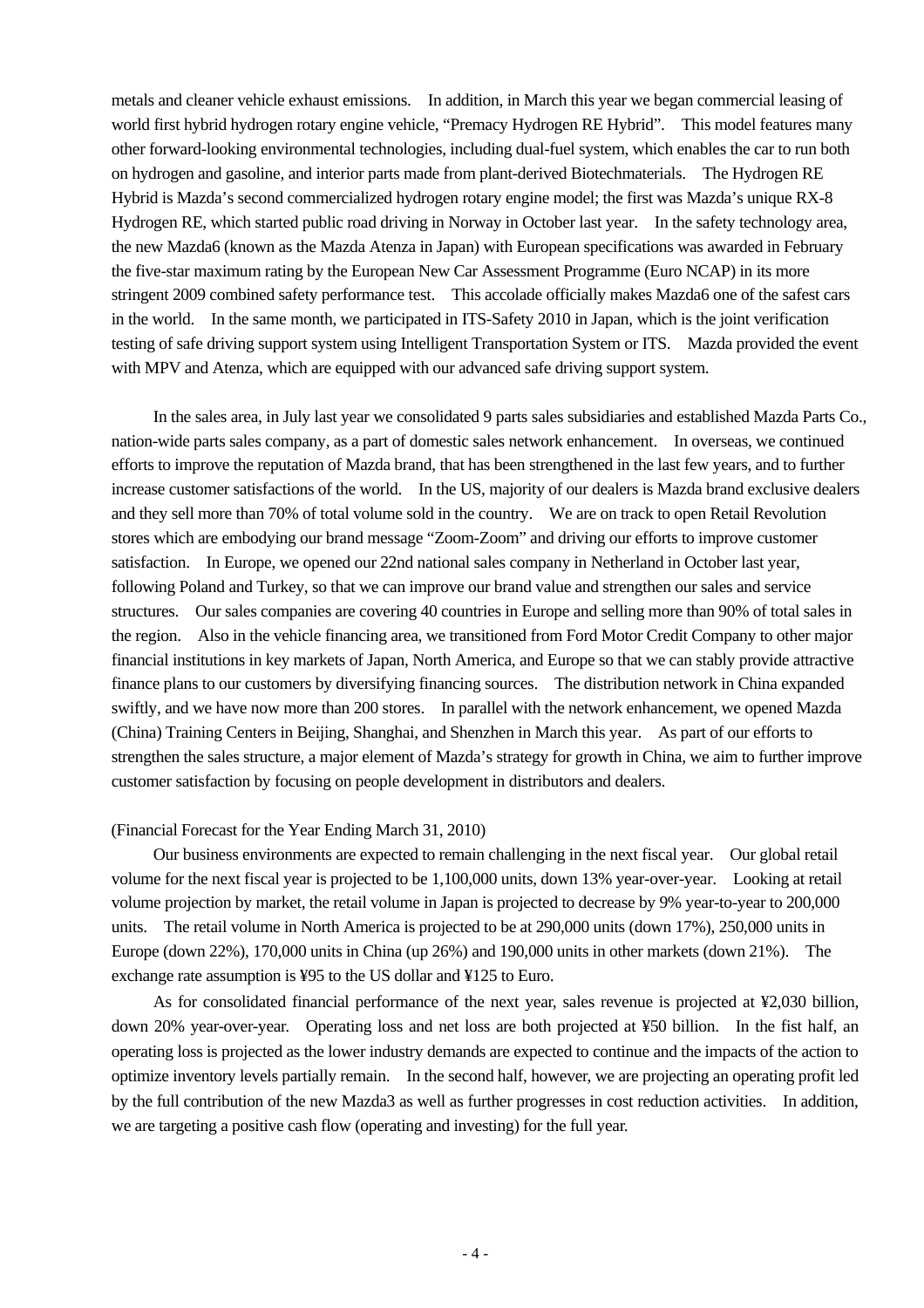metals and cleaner vehicle exhaust emissions. In addition, in March this year we began commercial leasing of world first hybrid hydrogen rotary engine vehicle, "Premacy Hydrogen RE Hybrid". This model features many other forward-looking environmental technologies, including dual-fuel system, which enables the car to run both on hydrogen and gasoline, and interior parts made from plant-derived Biotechmaterials. The Hydrogen RE Hybrid is Mazda's second commercialized hydrogen rotary engine model; the first was Mazda's unique RX-8 Hydrogen RE, which started public road driving in Norway in October last year. In the safety technology area, the new Mazda6 (known as the Mazda Atenza in Japan) with European specifications was awarded in February the five-star maximum rating by the European New Car Assessment Programme (Euro NCAP) in its more stringent 2009 combined safety performance test. This accolade officially makes Mazda6 one of the safest cars in the world. In the same month, we participated in ITS-Safety 2010 in Japan, which is the joint verification testing of safe driving support system using Intelligent Transportation System or ITS. Mazda provided the event with MPV and Atenza, which are equipped with our advanced safe driving support system.

In the sales area, in July last year we consolidated 9 parts sales subsidiaries and established Mazda Parts Co., nation-wide parts sales company, as a part of domestic sales network enhancement. In overseas, we continued efforts to improve the reputation of Mazda brand, that has been strengthened in the last few years, and to further increase customer satisfactions of the world. In the US, majority of our dealers is Mazda brand exclusive dealers and they sell more than 70% of total volume sold in the country. We are on track to open Retail Revolution stores which are embodying our brand message "Zoom-Zoom" and driving our efforts to improve customer satisfaction. In Europe, we opened our 22nd national sales company in Netherland in October last year, following Poland and Turkey, so that we can improve our brand value and strengthen our sales and service structures. Our sales companies are covering 40 countries in Europe and selling more than 90% of total sales in the region. Also in the vehicle financing area, we transitioned from Ford Motor Credit Company to other major financial institutions in key markets of Japan, North America, and Europe so that we can stably provide attractive finance plans to our customers by diversifying financing sources. The distribution network in China expanded swiftly, and we have now more than 200 stores. In parallel with the network enhancement, we opened Mazda (China) Training Centers in Beijing, Shanghai, and Shenzhen in March this year. As part of our efforts to strengthen the sales structure, a major element of Mazda's strategy for growth in China, we aim to further improve customer satisfaction by focusing on people development in distributors and dealers.

(Financial Forecast for the Year Ending March 31, 2010)

Our business environments are expected to remain challenging in the next fiscal year. Our global retail volume for the next fiscal year is projected to be 1,100,000 units, down 13% year-over-year. Looking at retail volume projection by market, the retail volume in Japan is projected to decrease by 9% year-to-year to 200,000 units. The retail volume in North America is projected to be at 290,000 units (down 17%), 250,000 units in Europe (down 22%), 170,000 units in China (up 26%) and 190,000 units in other markets (down 21%). The exchange rate assumption is ¥95 to the US dollar and ¥125 to Euro.

As for consolidated financial performance of the next year, sales revenue is projected at ¥2,030 billion, down 20% year-over-year. Operating loss and net loss are both projected at ¥50 billion. In the fist half, an operating loss is projected as the lower industry demands are expected to continue and the impacts of the action to optimize inventory levels partially remain. In the second half, however, we are projecting an operating profit led by the full contribution of the new Mazda3 as well as further progresses in cost reduction activities. In addition, we are targeting a positive cash flow (operating and investing) for the full year.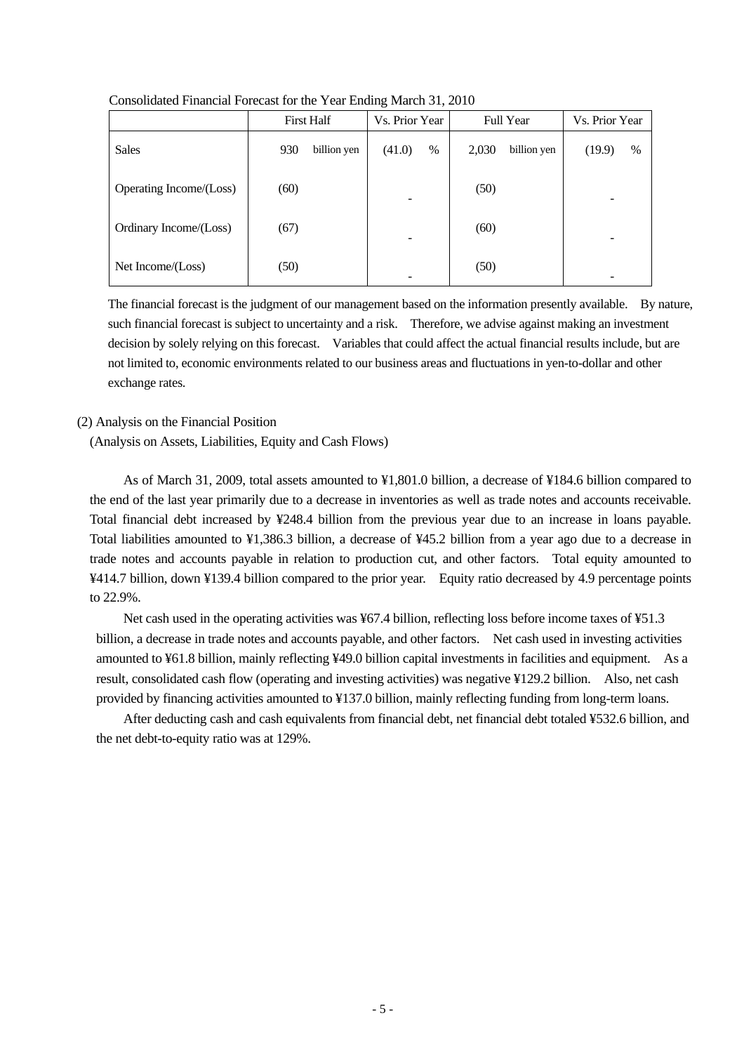Consolidated Financial Forecast for the Year Ending March 31, 2010

| | First Half | | Vs. Prior Year | | Full Year | | Vs. Prior Year | |
|---|---|---|---|---|---|---|---|---|
| Sales | 930 | billion yen | (41.0) | % | 2,030 | billion yen | (19.9) | % |
| Operating Income/(Loss) | (60) | | - | | (50) | | - | |
| Ordinary Income/(Loss) | (67) | | - | | (60) | | - | |
| Net Income/(Loss) | (50) | | - | | (50) | | - | |

The financial forecast is the judgment of our management based on the information presently available. By nature, such financial forecast is subject to uncertainty and a risk. Therefore, we advise against making an investment decision by solely relying on this forecast. Variables that could affect the actual financial results include, but are not limited to, economic environments related to our business areas and fluctuations in yen-to-dollar and other exchange rates.

(2) Analysis on the Financial Position

(Analysis on Assets, Liabilities, Equity and Cash Flows)

As of March 31, 2009, total assets amounted to ¥1,801.0 billion, a decrease of ¥184.6 billion compared to the end of the last year primarily due to a decrease in inventories as well as trade notes and accounts receivable. Total financial debt increased by ¥248.4 billion from the previous year due to an increase in loans payable. Total liabilities amounted to ¥1,386.3 billion, a decrease of ¥45.2 billion from a year ago due to a decrease in trade notes and accounts payable in relation to production cut, and other factors. Total equity amounted to ¥414.7 billion, down ¥139.4 billion compared to the prior year. Equity ratio decreased by 4.9 percentage points to 22.9%.

Net cash used in the operating activities was ¥67.4 billion, reflecting loss before income taxes of ¥51.3 billion, a decrease in trade notes and accounts payable, and other factors. Net cash used in investing activities amounted to ¥61.8 billion, mainly reflecting ¥49.0 billion capital investments in facilities and equipment. As a result, consolidated cash flow (operating and investing activities) was negative ¥129.2 billion. Also, net cash provided by financing activities amounted to ¥137.0 billion, mainly reflecting funding from long-term loans.

After deducting cash and cash equivalents from financial debt, net financial debt totaled ¥532.6 billion, and the net debt-to-equity ratio was at 129%.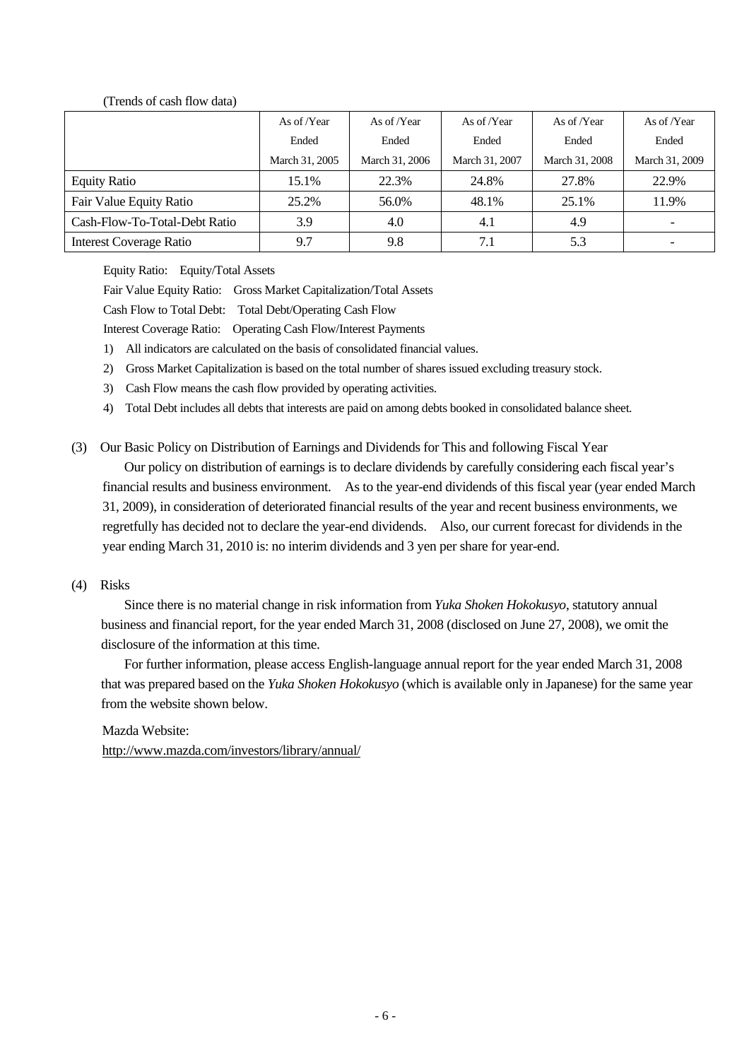(Trends of cash flow data)

| | As of /Year Ended March 31, 2005 | As of /Year Ended March 31, 2006 | As of /Year Ended March 31, 2007 | As of /Year Ended March 31, 2008 | As of /Year Ended March 31, 2009 |
|---|---|---|---|---|---|
| Equity Ratio | 15.1% | 22.3% | 24.8% | 27.8% | 22.9% |
| Fair Value Equity Ratio | 25.2% | 56.0% | 48.1% | 25.1% | 11.9% |
| Cash-Flow-To-Total-Debt Ratio | 3.9 | 4.0 | 4.1 | 4.9 | - |
| Interest Coverage Ratio | 9.7 | 9.8 | 7.1 | 5.3 | - |

Equity Ratio: Equity/Total Assets

Fair Value Equity Ratio: Gross Market Capitalization/Total Assets

Cash Flow to Total Debt: Total Debt/Operating Cash Flow

Interest Coverage Ratio: Operating Cash Flow/Interest Payments

1) All indicators are calculated on the basis of consolidated financial values.
2) Gross Market Capitalization is based on the total number of shares issued excluding treasury stock.
3) Cash Flow means the cash flow provided by operating activities.
4) Total Debt includes all debts that interests are paid on among debts booked in consolidated balance sheet.

(3) Our Basic Policy on Distribution of Earnings and Dividends for This and following Fiscal Year

Our policy on distribution of earnings is to declare dividends by carefully considering each fiscal year's financial results and business environment. As to the year-end dividends of this fiscal year (year ended March 31, 2009), in consideration of deteriorated financial results of the year and recent business environments, we regretfully has decided not to declare the year-end dividends. Also, our current forecast for dividends in the year ending March 31, 2010 is: no interim dividends and 3 yen per share for year-end.

(4) Risks

Since there is no material change in risk information from *Yuka Shoken Hokokusyo*, statutory annual business and financial report, for the year ended March 31, 2008 (disclosed on June 27, 2008), we omit the disclosure of the information at this time.

For further information, please access English-language annual report for the year ended March 31, 2008 that was prepared based on the *Yuka Shoken Hokokusyo* (which is available only in Japanese) for the same year from the website shown below.

Mazda Website:
http://www.mazda.com/investors/library/annual/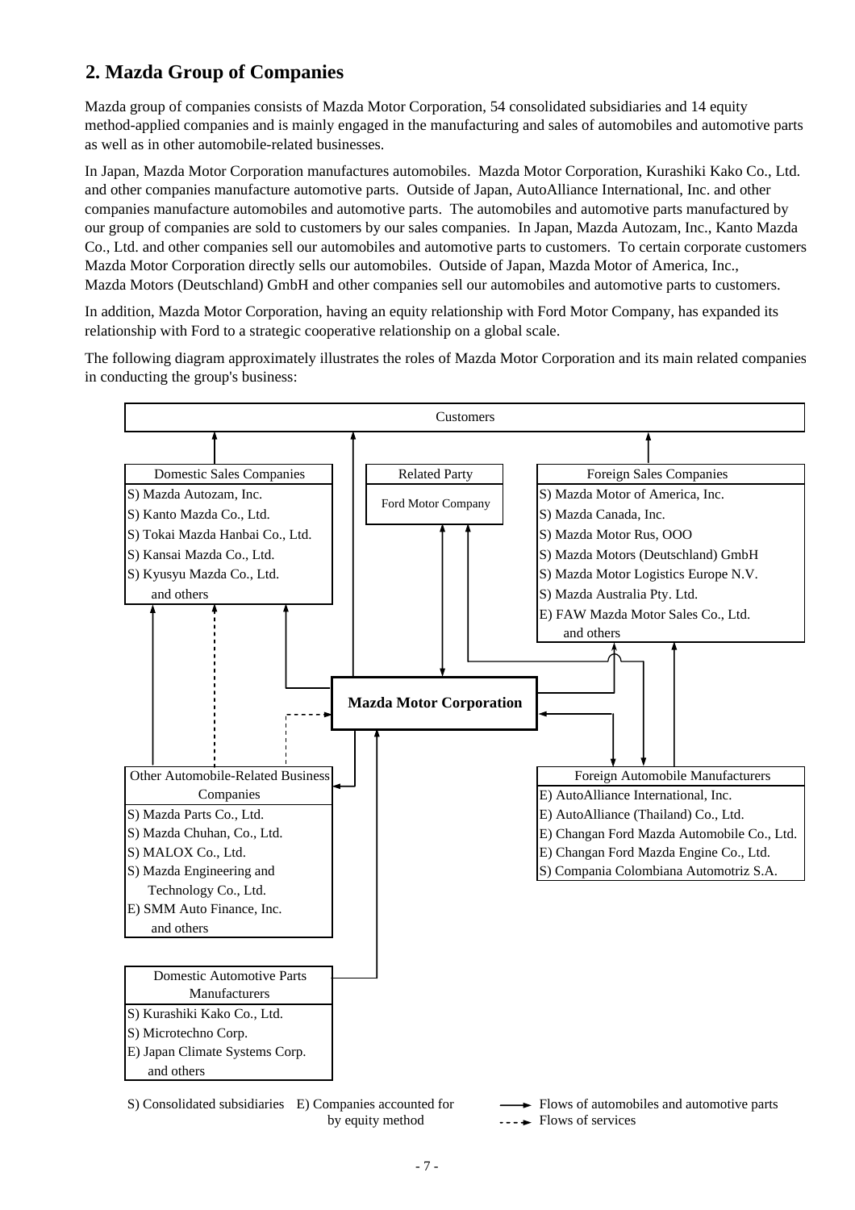## 2. Mazda Group of Companies

Mazda group of companies consists of Mazda Motor Corporation, 54 consolidated subsidiaries and 14 equity method-applied companies and is mainly engaged in the manufacturing and sales of automobiles and automotive parts as well as in other automobile-related businesses.

In Japan, Mazda Motor Corporation manufactures automobiles. Mazda Motor Corporation, Kurashiki Kako Co., Ltd. and other companies manufacture automotive parts. Outside of Japan, AutoAlliance International, Inc. and other companies manufacture automobiles and automotive parts. The automobiles and automotive parts manufactured by our group of companies are sold to customers by our sales companies. In Japan, Mazda Autozam, Inc., Kanto Mazda Co., Ltd. and other companies sell our automobiles and automotive parts to customers. To certain corporate customers Mazda Motor Corporation directly sells our automobiles. Outside of Japan, Mazda Motor of America, Inc., Mazda Motors (Deutschland) GmbH and other companies sell our automobiles and automotive parts to customers.

In addition, Mazda Motor Corporation, having an equity relationship with Ford Motor Company, has expanded its relationship with Ford to a strategic cooperative relationship on a global scale.

The following diagram approximately illustrates the roles of Mazda Motor Corporation and its main related companies in conducting the group's business:

Customers

**Domestic Sales Companies**
- S) Mazda Autozam, Inc.
- S) Kanto Mazda Co., Ltd.
- S) Tokai Mazda Hanbai Co., Ltd.
- S) Kansai Mazda Co., Ltd.
- S) Kyusyu Mazda Co., Ltd.
- and others

**Related Party**
- Ford Motor Company

**Foreign Sales Companies**
- S) Mazda Motor of America, Inc.
- S) Mazda Canada, Inc.
- S) Mazda Motor Rus, OOO
- S) Mazda Motors (Deutschland) GmbH
- S) Mazda Motor Logistics Europe N.V.
- S) Mazda Australia Pty. Ltd.
- E) FAW Mazda Motor Sales Co., Ltd.
- and others

**Mazda Motor Corporation**

**Other Automobile-Related Business Companies**
- S) Mazda Parts Co., Ltd.
- S) Mazda Chuhan, Co., Ltd.
- S) MALOX Co., Ltd.
- S) Mazda Engineering and Technology Co., Ltd.
- E) SMM Auto Finance, Inc.
- and others

**Foreign Automobile Manufacturers**
- E) AutoAlliance International, Inc.
- E) AutoAlliance (Thailand) Co., Ltd.
- E) Changan Ford Mazda Automobile Co., Ltd.
- E) Changan Ford Mazda Engine Co., Ltd.
- S) Compania Colombiana Automotriz S.A.

**Domestic Automotive Parts Manufacturers**
- S) Kurashiki Kako Co., Ltd.
- S) Microtechno Corp.
- E) Japan Climate Systems Corp.
- and others

S) Consolidated subsidiaries E) Companies accounted for by equity method

→ Flows of automobiles and automotive parts
⇢ Flows of services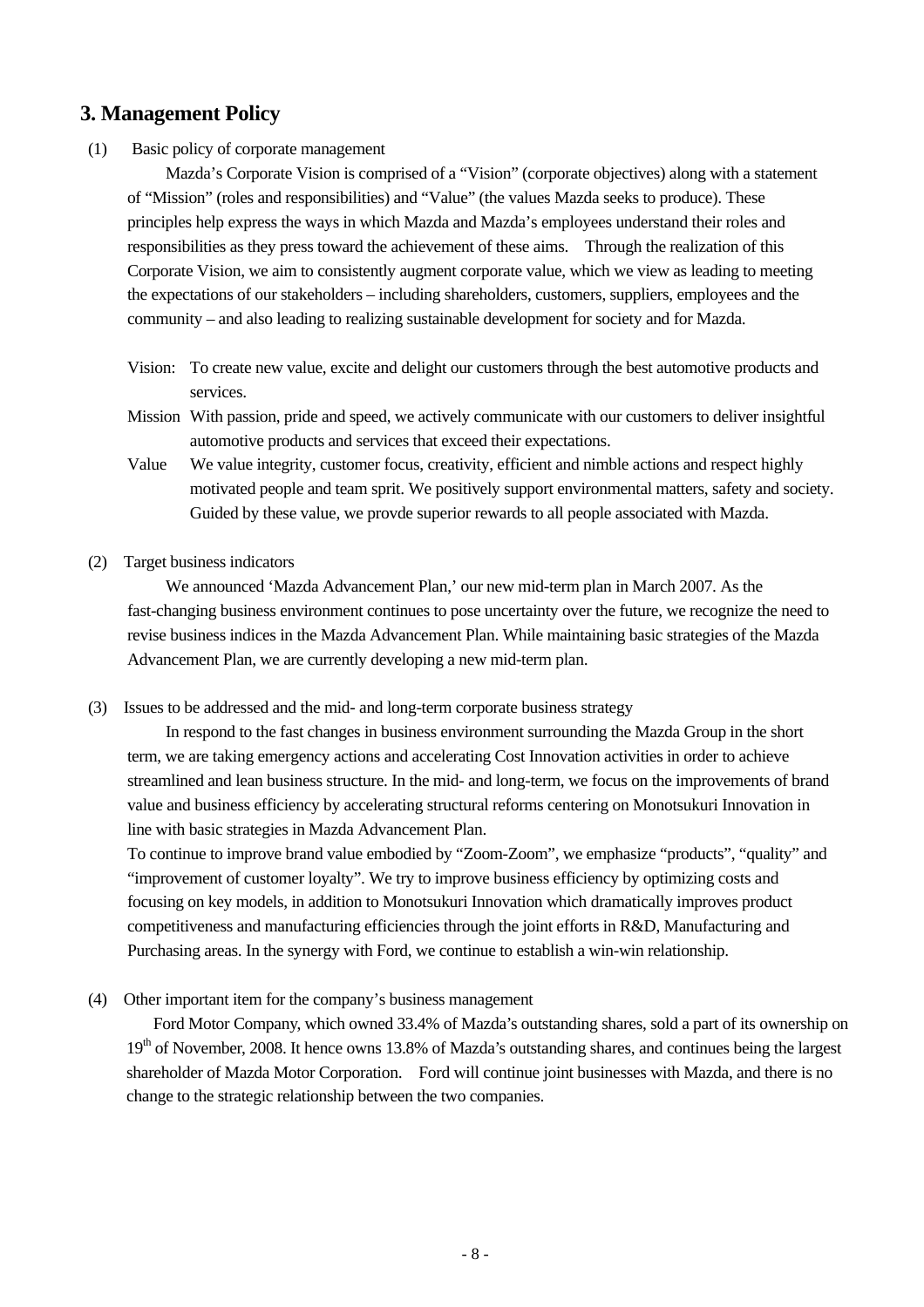## 3. Management Policy

(1) Basic policy of corporate management

Mazda's Corporate Vision is comprised of a "Vision" (corporate objectives) along with a statement of "Mission" (roles and responsibilities) and "Value" (the values Mazda seeks to produce). These principles help express the ways in which Mazda and Mazda's employees understand their roles and responsibilities as they press toward the achievement of these aims. Through the realization of this Corporate Vision, we aim to consistently augment corporate value, which we view as leading to meeting the expectations of our stakeholders – including shareholders, customers, suppliers, employees and the community – and also leading to realizing sustainable development for society and for Mazda.

Vision: To create new value, excite and delight our customers through the best automotive products and services.

Mission With passion, pride and speed, we actively communicate with our customers to deliver insightful automotive products and services that exceed their expectations.

Value We value integrity, customer focus, creativity, efficient and nimble actions and respect highly motivated people and team sprit. We positively support environmental matters, safety and society. Guided by these value, we provde superior rewards to all people associated with Mazda.

(2) Target business indicators

We announced 'Mazda Advancement Plan,' our new mid-term plan in March 2007. As the fast-changing business environment continues to pose uncertainty over the future, we recognize the need to revise business indices in the Mazda Advancement Plan. While maintaining basic strategies of the Mazda Advancement Plan, we are currently developing a new mid-term plan.

(3) Issues to be addressed and the mid- and long-term corporate business strategy

In respond to the fast changes in business environment surrounding the Mazda Group in the short term, we are taking emergency actions and accelerating Cost Innovation activities in order to achieve streamlined and lean business structure. In the mid- and long-term, we focus on the improvements of brand value and business efficiency by accelerating structural reforms centering on Monotsukuri Innovation in line with basic strategies in Mazda Advancement Plan.

To continue to improve brand value embodied by "Zoom-Zoom", we emphasize "products", "quality" and "improvement of customer loyalty". We try to improve business efficiency by optimizing costs and focusing on key models, in addition to Monotsukuri Innovation which dramatically improves product competitiveness and manufacturing efficiencies through the joint efforts in R&D, Manufacturing and Purchasing areas. In the synergy with Ford, we continue to establish a win-win relationship.

(4) Other important item for the company's business management

Ford Motor Company, which owned 33.4% of Mazda's outstanding shares, sold a part of its ownership on 19th of November, 2008. It hence owns 13.8% of Mazda's outstanding shares, and continues being the largest shareholder of Mazda Motor Corporation. Ford will continue joint businesses with Mazda, and there is no change to the strategic relationship between the two companies.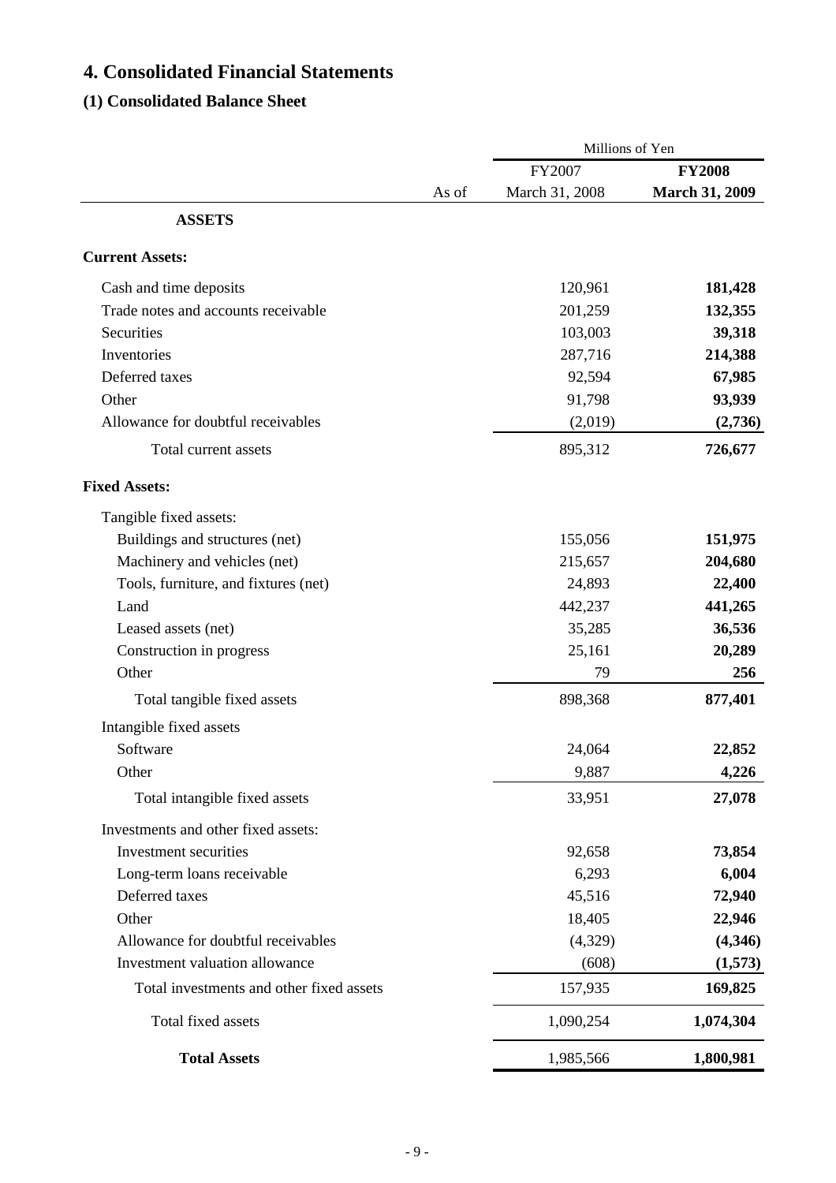# 4. Consolidated Financial Statements

## (1) Consolidated Balance Sheet

| | Millions of Yen | |
|---|---|---|
| | FY2007 | **FY2008** |
| As of | March 31, 2008 | **March 31, 2009** |
| **ASSETS** | | |
| **Current Assets:** | | |
| Cash and time deposits | 120,961 | **181,428** |
| Trade notes and accounts receivable | 201,259 | **132,355** |
| Securities | 103,003 | **39,318** |
| Inventories | 287,716 | **214,388** |
| Deferred taxes | 92,594 | **67,985** |
| Other | 91,798 | **93,939** |
| Allowance for doubtful receivables | (2,019) | **(2,736)** |
| Total current assets | 895,312 | **726,677** |
| **Fixed Assets:** | | |
| Tangible fixed assets: | | |
| Buildings and structures (net) | 155,056 | **151,975** |
| Machinery and vehicles (net) | 215,657 | **204,680** |
| Tools, furniture, and fixtures (net) | 24,893 | **22,400** |
| Land | 442,237 | **441,265** |
| Leased assets (net) | 35,285 | **36,536** |
| Construction in progress | 25,161 | **20,289** |
| Other | 79 | **256** |
| Total tangible fixed assets | 898,368 | **877,401** |
| Intangible fixed assets | | |
| Software | 24,064 | **22,852** |
| Other | 9,887 | **4,226** |
| Total intangible fixed assets | 33,951 | **27,078** |
| Investments and other fixed assets: | | |
| Investment securities | 92,658 | **73,854** |
| Long-term loans receivable | 6,293 | **6,004** |
| Deferred taxes | 45,516 | **72,940** |
| Other | 18,405 | **22,946** |
| Allowance for doubtful receivables | (4,329) | **(4,346)** |
| Investment valuation allowance | (608) | **(1,573)** |
| Total investments and other fixed assets | 157,935 | **169,825** |
| Total fixed assets | 1,090,254 | **1,074,304** |
| **Total Assets** | 1,985,566 | **1,800,981** |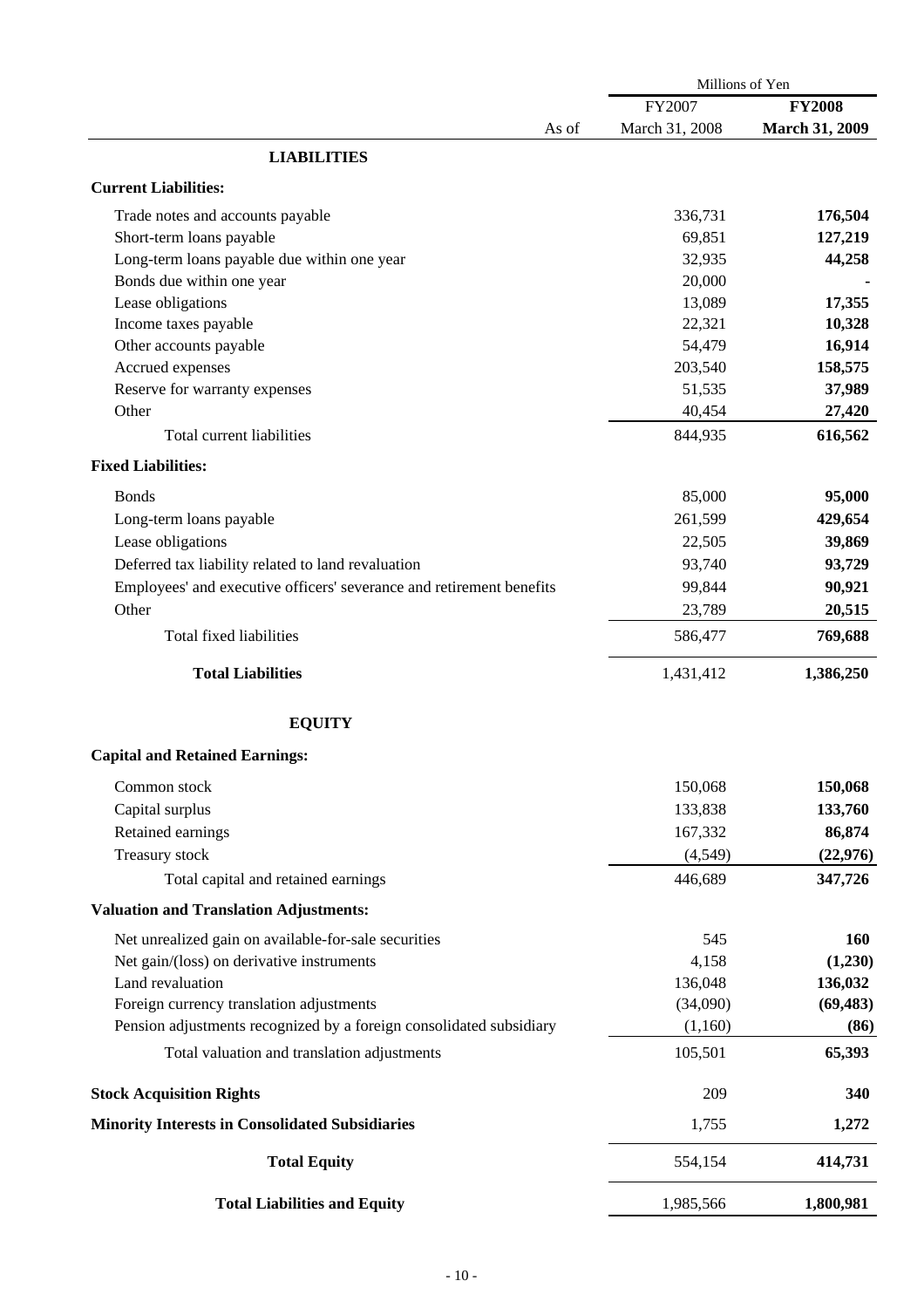| | Millions of Yen | |
|---|---|---|
| | FY2007 | **FY2008** |
| As of | March 31, 2008 | **March 31, 2009** |
| **LIABILITIES** | | |
| **Current Liabilities:** | | |
| Trade notes and accounts payable | 336,731 | **176,504** |
| Short-term loans payable | 69,851 | **127,219** |
| Long-term loans payable due within one year | 32,935 | **44,258** |
| Bonds due within one year | 20,000 | **-** |
| Lease obligations | 13,089 | **17,355** |
| Income taxes payable | 22,321 | **10,328** |
| Other accounts payable | 54,479 | **16,914** |
| Accrued expenses | 203,540 | **158,575** |
| Reserve for warranty expenses | 51,535 | **37,989** |
| Other | 40,454 | **27,420** |
| Total current liabilities | 844,935 | **616,562** |
| **Fixed Liabilities:** | | |
| Bonds | 85,000 | **95,000** |
| Long-term loans payable | 261,599 | **429,654** |
| Lease obligations | 22,505 | **39,869** |
| Deferred tax liability related to land revaluation | 93,740 | **93,729** |
| Employees' and executive officers' severance and retirement benefits | 99,844 | **90,921** |
| Other | 23,789 | **20,515** |
| Total fixed liabilities | 586,477 | **769,688** |
| **Total Liabilities** | 1,431,412 | **1,386,250** |
| **EQUITY** | | |
| **Capital and Retained Earnings:** | | |
| Common stock | 150,068 | **150,068** |
| Capital surplus | 133,838 | **133,760** |
| Retained earnings | 167,332 | **86,874** |
| Treasury stock | (4,549) | **(22,976)** |
| Total capital and retained earnings | 446,689 | **347,726** |
| **Valuation and Translation Adjustments:** | | |
| Net unrealized gain on available-for-sale securities | 545 | **160** |
| Net gain/(loss) on derivative instruments | 4,158 | **(1,230)** |
| Land revaluation | 136,048 | **136,032** |
| Foreign currency translation adjustments | (34,090) | **(69,483)** |
| Pension adjustments recognized by a foreign consolidated subsidiary | (1,160) | **(86)** |
| Total valuation and translation adjustments | 105,501 | **65,393** |
| **Stock Acquisition Rights** | 209 | **340** |
| **Minority Interests in Consolidated Subsidiaries** | 1,755 | **1,272** |
| **Total Equity** | 554,154 | **414,731** |
| **Total Liabilities and Equity** | 1,985,566 | **1,800,981** |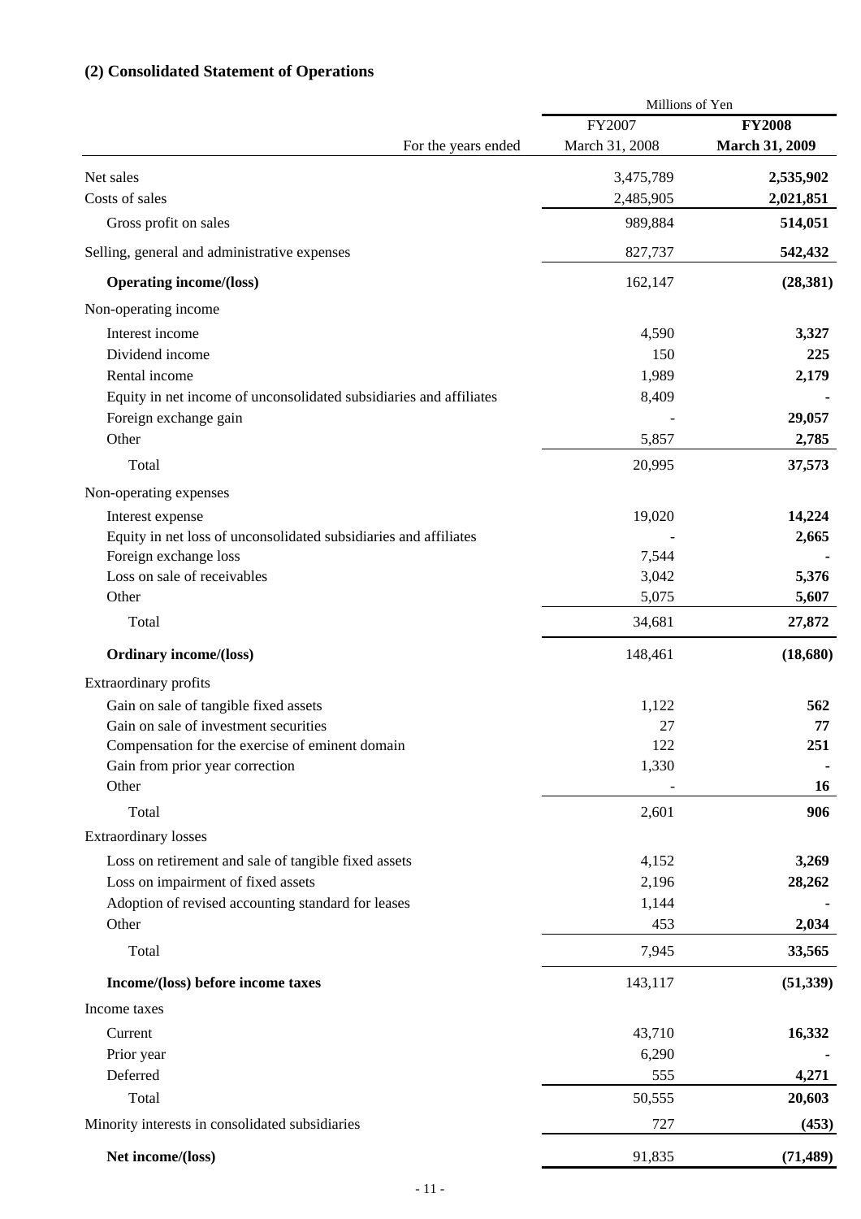## (2) Consolidated Statement of Operations

| | Millions of Yen | |
|---|---|---|
| | FY2007 | **FY2008** |
| For the years ended | March 31, 2008 | **March 31, 2009** |
| Net sales | 3,475,789 | **2,535,902** |
| Costs of sales | 2,485,905 | **2,021,851** |
| Gross profit on sales | 989,884 | **514,051** |
| Selling, general and administrative expenses | 827,737 | **542,432** |
| **Operating income/(loss)** | 162,147 | **(28,381)** |
| Non-operating income | | |
| Interest income | 4,590 | **3,327** |
| Dividend income | 150 | **225** |
| Rental income | 1,989 | **2,179** |
| Equity in net income of unconsolidated subsidiaries and affiliates | 8,409 | **-** |
| Foreign exchange gain | - | **29,057** |
| Other | 5,857 | **2,785** |
| Total | 20,995 | **37,573** |
| Non-operating expenses | | |
| Interest expense | 19,020 | **14,224** |
| Equity in net loss of unconsolidated subsidiaries and affiliates | - | **2,665** |
| Foreign exchange loss | 7,544 | **-** |
| Loss on sale of receivables | 3,042 | **5,376** |
| Other | 5,075 | **5,607** |
| Total | 34,681 | **27,872** |
| **Ordinary income/(loss)** | 148,461 | **(18,680)** |
| Extraordinary profits | | |
| Gain on sale of tangible fixed assets | 1,122 | **562** |
| Gain on sale of investment securities | 27 | **77** |
| Compensation for the exercise of eminent domain | 122 | **251** |
| Gain from prior year correction | 1,330 | **-** |
| Other | - | **16** |
| Total | 2,601 | **906** |
| Extraordinary losses | | |
| Loss on retirement and sale of tangible fixed assets | 4,152 | **3,269** |
| Loss on impairment of fixed assets | 2,196 | **28,262** |
| Adoption of revised accounting standard for leases | 1,144 | **-** |
| Other | 453 | **2,034** |
| Total | 7,945 | **33,565** |
| **Income/(loss) before income taxes** | 143,117 | **(51,339)** |
| Income taxes | | |
| Current | 43,710 | **16,332** |
| Prior year | 6,290 | **-** |
| Deferred | 555 | **4,271** |
| Total | 50,555 | **20,603** |
| Minority interests in consolidated subsidiaries | 727 | **(453)** |
| **Net income/(loss)** | 91,835 | **(71,489)** |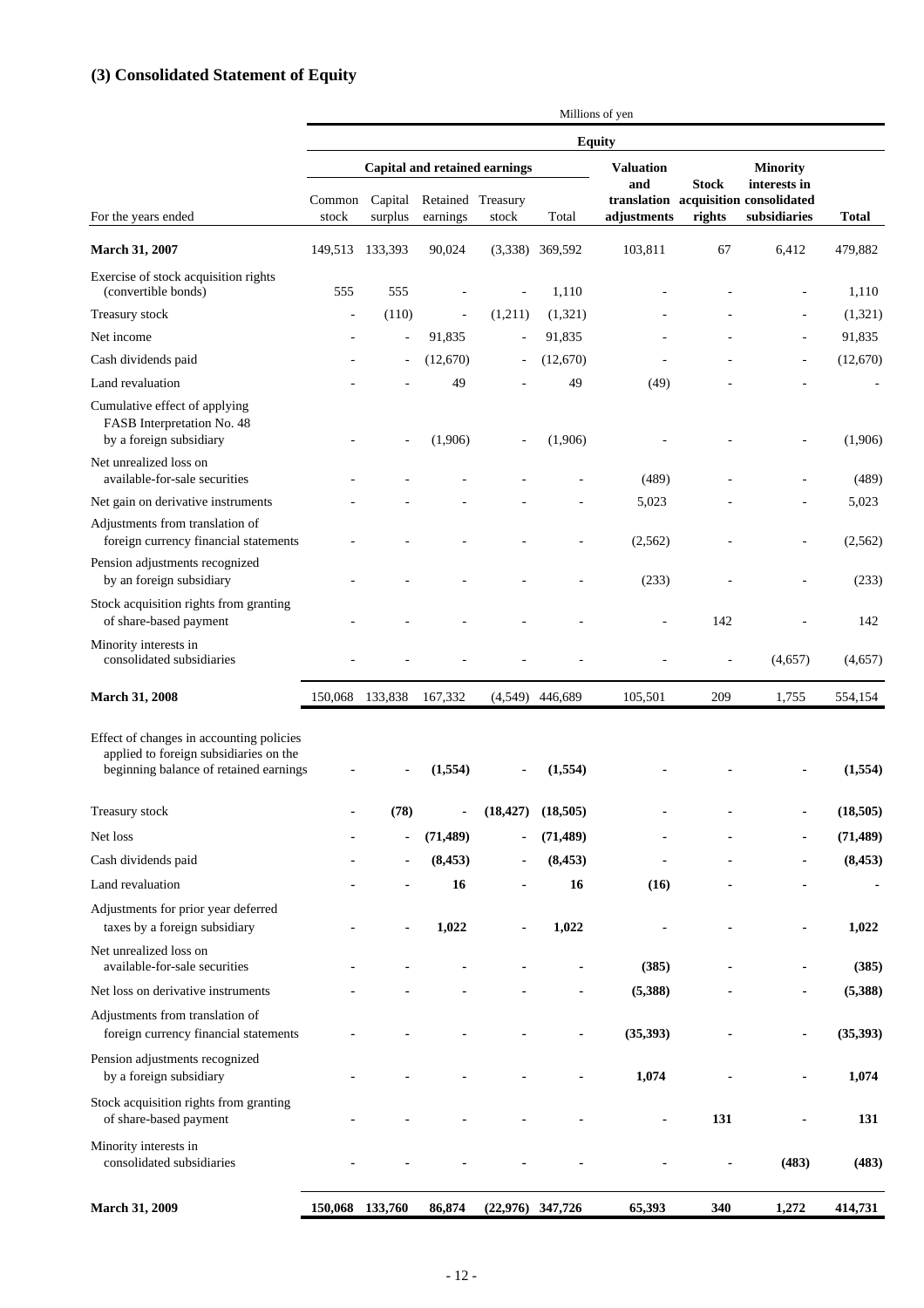## (3) Consolidated Statement of Equity

| | Millions of yen | | | | | | | | |
|---|---|---|---|---|---|---|---|---|---|
| | Equity | | | | | | | | |
| | Capital and retained earnings | | | | | Valuation and translation adjustments | Stock acquisition rights | Minority interests in consolidated subsidiaries | Total |
| For the years ended | Common stock | Capital surplus | Retained earnings | Treasury stock | Total | | | | |
| **March 31, 2007** | 149,513 | 133,393 | 90,024 | (3,338) | 369,592 | 103,811 | 67 | 6,412 | 479,882 |
| Exercise of stock acquisition rights (convertible bonds) | 555 | 555 | - | - | 1,110 | - | - | - | 1,110 |
| Treasury stock | - | (110) | - | (1,211) | (1,321) | - | - | - | (1,321) |
| Net income | - | - | 91,835 | - | 91,835 | - | - | - | 91,835 |
| Cash dividends paid | - | - | (12,670) | - | (12,670) | - | - | - | (12,670) |
| Land revaluation | - | - | 49 | - | 49 | (49) | - | - | - |
| Cumulative effect of applying FASB Interpretation No. 48 by a foreign subsidiary | - | - | (1,906) | - | (1,906) | - | - | - | (1,906) |
| Net unrealized loss on available-for-sale securities | - | - | - | - | - | (489) | - | - | (489) |
| Net gain on derivative instruments | - | - | - | - | - | 5,023 | - | - | 5,023 |
| Adjustments from translation of foreign currency financial statements | - | - | - | - | - | (2,562) | - | - | (2,562) |
| Pension adjustments recognized by an foreign subsidiary | - | - | - | - | - | (233) | - | - | (233) |
| Stock acquisition rights from granting of share-based payment | - | - | - | - | - | - | 142 | - | 142 |
| Minority interests in consolidated subsidiaries | - | - | - | - | - | - | - | (4,657) | (4,657) |
| **March 31, 2008** | 150,068 | 133,838 | 167,332 | (4,549) | 446,689 | 105,501 | 209 | 1,755 | 554,154 |
| **Effect of changes in accounting policies applied to foreign subsidiaries on the beginning balance of retained earnings** | **-** | **-** | **(1,554)** | **-** | **(1,554)** | **-** | **-** | **-** | **(1,554)** |
| Treasury stock | **-** | **(78)** | **-** | **(18,427)** | **(18,505)** | **-** | **-** | **-** | **(18,505)** |
| Net loss | **-** | **-** | **(71,489)** | **-** | **(71,489)** | **-** | **-** | **-** | **(71,489)** |
| Cash dividends paid | **-** | **-** | **(8,453)** | **-** | **(8,453)** | **-** | **-** | **-** | **(8,453)** |
| Land revaluation | **-** | **-** | **16** | **-** | **16** | **(16)** | **-** | **-** | **-** |
| Adjustments for prior year deferred taxes by a foreign subsidiary | **-** | **-** | **1,022** | **-** | **1,022** | **-** | **-** | **-** | **1,022** |
| Net unrealized loss on available-for-sale securities | **-** | **-** | **-** | **-** | **-** | **(385)** | **-** | **-** | **(385)** |
| Net loss on derivative instruments | **-** | **-** | **-** | **-** | **-** | **(5,388)** | **-** | **-** | **(5,388)** |
| Adjustments from translation of foreign currency financial statements | **-** | **-** | **-** | **-** | **-** | **(35,393)** | **-** | **-** | **(35,393)** |
| Pension adjustments recognized by a foreign subsidiary | **-** | **-** | **-** | **-** | **-** | **1,074** | **-** | **-** | **1,074** |
| Stock acquisition rights from granting of share-based payment | **-** | **-** | **-** | **-** | **-** | **-** | **131** | **-** | **131** |
| Minority interests in consolidated subsidiaries | **-** | **-** | **-** | **-** | **-** | **-** | **-** | **(483)** | **(483)** |
| **March 31, 2009** | **150,068** | **133,760** | **86,874** | **(22,976)** | **347,726** | **65,393** | **340** | **1,272** | **414,731** |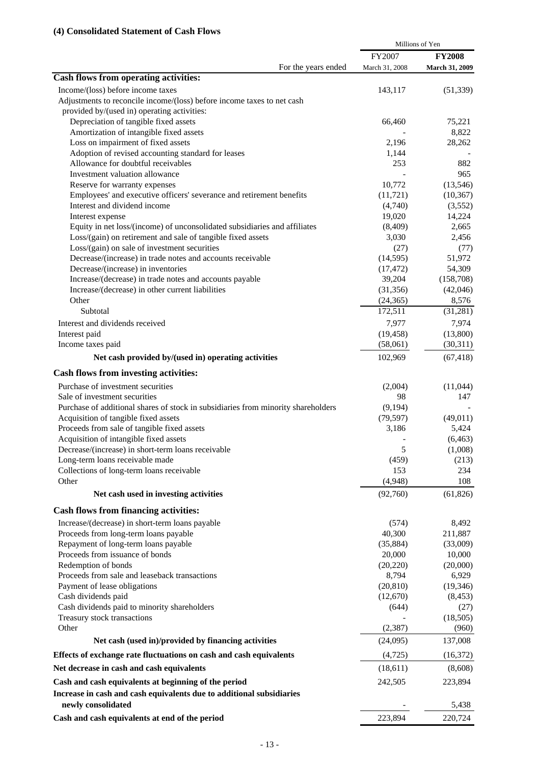### (4) Consolidated Statement of Cash Flows

| | Millions of Yen | |
|---|---|---|
| | FY2007 | **FY2008** |
| For the years ended | March 31, 2008 | **March 31, 2009** |
| **Cash flows from operating activities:** | | |
| Income/(loss) before income taxes | 143,117 | (51,339) |
| Adjustments to reconcile income/(loss) before income taxes to net cash provided by/(used in) operating activities: | | |
| Depreciation of tangible fixed assets | 66,460 | 75,221 |
| Amortization of intangible fixed assets | - | 8,822 |
| Loss on impairment of fixed assets | 2,196 | 28,262 |
| Adoption of revised accounting standard for leases | 1,144 | - |
| Allowance for doubtful receivables | 253 | 882 |
| Investment valuation allowance | - | 965 |
| Reserve for warranty expenses | 10,772 | (13,546) |
| Employees' and executive officers' severance and retirement benefits | (11,721) | (10,367) |
| Interest and dividend income | (4,740) | (3,552) |
| Interest expense | 19,020 | 14,224 |
| Equity in net loss/(income) of unconsolidated subsidiaries and affiliates | (8,409) | 2,665 |
| Loss/(gain) on retirement and sale of tangible fixed assets | 3,030 | 2,456 |
| Loss/(gain) on sale of investment securities | (27) | (77) |
| Decrease/(increase) in trade notes and accounts receivable | (14,595) | 51,972 |
| Decrease/(increase) in inventories | (17,472) | 54,309 |
| Increase/(decrease) in trade notes and accounts payable | 39,204 | (158,708) |
| Increase/(decrease) in other current liabilities | (31,356) | (42,046) |
| Other | (24,365) | 8,576 |
| Subtotal | 172,511 | (31,281) |
| Interest and dividends received | 7,977 | 7,974 |
| Interest paid | (19,458) | (13,800) |
| Income taxes paid | (58,061) | (30,311) |
| **Net cash provided by/(used in) operating activities** | 102,969 | (67,418) |
| **Cash flows from investing activities:** | | |
| Purchase of investment securities | (2,004) | (11,044) |
| Sale of investment securities | 98 | 147 |
| Purchase of additional shares of stock in subsidiaries from minority shareholders | (9,194) | - |
| Acquisition of tangible fixed assets | (79,597) | (49,011) |
| Proceeds from sale of tangible fixed assets | 3,186 | 5,424 |
| Acquisition of intangible fixed assets | - | (6,463) |
| Decrease/(increase) in short-term loans receivable | 5 | (1,008) |
| Long-term loans receivable made | (459) | (213) |
| Collections of long-term loans receivable | 153 | 234 |
| Other | (4,948) | 108 |
| **Net cash used in investing activities** | (92,760) | (61,826) |
| **Cash flows from financing activities:** | | |
| Increase/(decrease) in short-term loans payable | (574) | 8,492 |
| Proceeds from long-term loans payable | 40,300 | 211,887 |
| Repayment of long-term loans payable | (35,884) | (33,009) |
| Proceeds from issuance of bonds | 20,000 | 10,000 |
| Redemption of bonds | (20,220) | (20,000) |
| Proceeds from sale and leaseback transactions | 8,794 | 6,929 |
| Payment of lease obligations | (20,810) | (19,346) |
| Cash dividends paid | (12,670) | (8,453) |
| Cash dividends paid to minority shareholders | (644) | (27) |
| Treasury stock transactions | - | (18,505) |
| Other | (2,387) | (960) |
| **Net cash (used in)/provided by financing activities** | (24,095) | 137,008 |
| **Effects of exchange rate fluctuations on cash and cash equivalents** | (4,725) | (16,372) |
| **Net decrease in cash and cash equivalents** | (18,611) | (8,608) |
| **Cash and cash equivalents at beginning of the period** | 242,505 | 223,894 |
| **Increase in cash and cash equivalents due to additional subsidiaries newly consolidated** | - | 5,438 |
| **Cash and cash equivalents at end of the period** | 223,894 | 220,724 |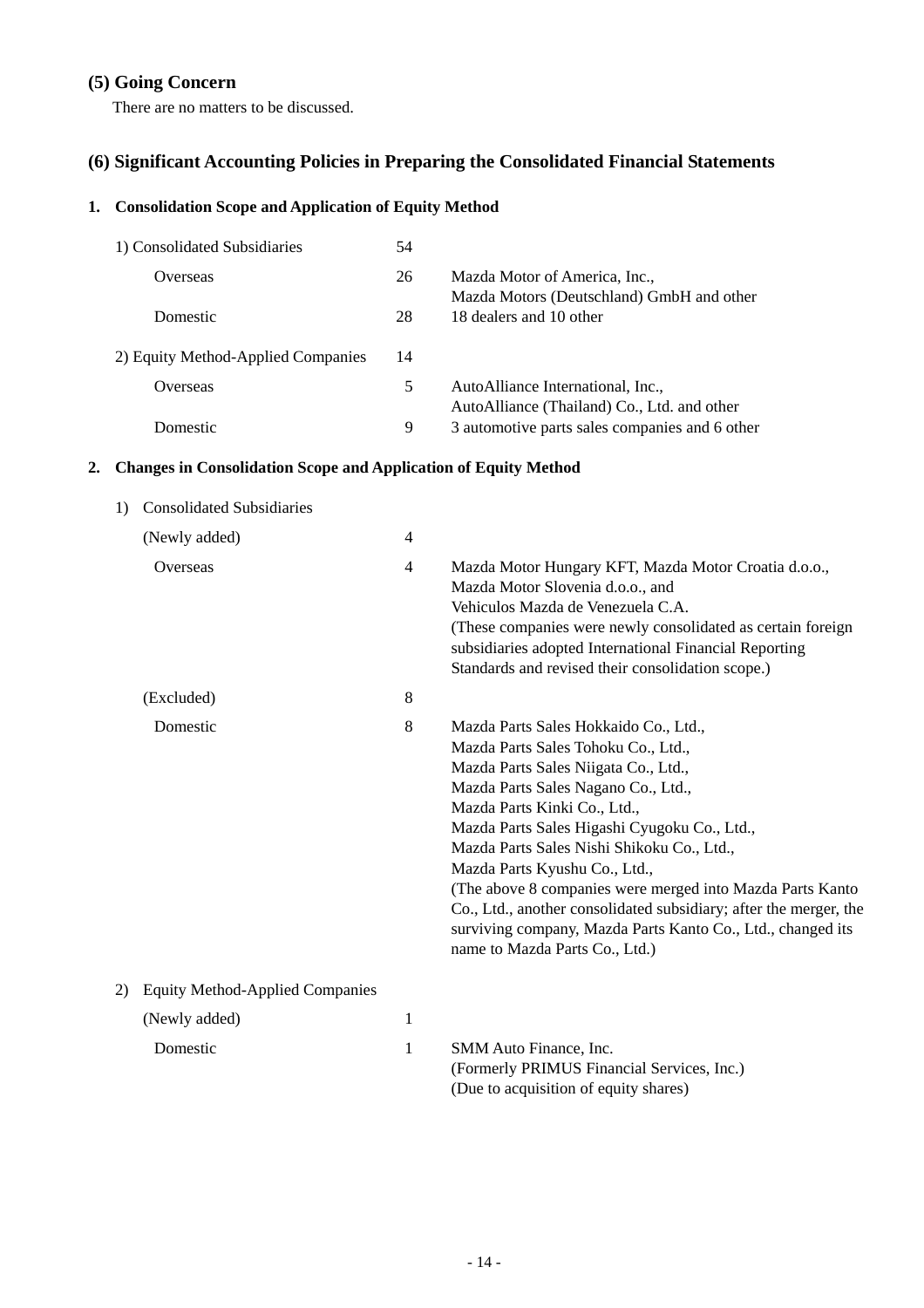## (5) Going Concern

There are no matters to be discussed.

## (6) Significant Accounting Policies in Preparing the Consolidated Financial Statements

### 1. Consolidation Scope and Application of Equity Method

| | | |
|---|---|---|
| 1) Consolidated Subsidiaries | 54 | |
| Overseas | 26 | Mazda Motor of America, Inc., Mazda Motors (Deutschland) GmbH and other |
| Domestic | 28 | 18 dealers and 10 other |
| 2) Equity Method-Applied Companies | 14 | |
| Overseas | 5 | AutoAlliance International, Inc., AutoAlliance (Thailand) Co., Ltd. and other |
| Domestic | 9 | 3 automotive parts sales companies and 6 other |

### 2. Changes in Consolidation Scope and Application of Equity Method

1) Consolidated Subsidiaries

| | | |
|---|---|---|
| (Newly added) | 4 | |
| Overseas | 4 | Mazda Motor Hungary KFT, Mazda Motor Croatia d.o.o., Mazda Motor Slovenia d.o.o., and Vehiculos Mazda de Venezuela C.A. (These companies were newly consolidated as certain foreign subsidiaries adopted International Financial Reporting Standards and revised their consolidation scope.) |
| (Excluded) | 8 | |
| Domestic | 8 | Mazda Parts Sales Hokkaido Co., Ltd., Mazda Parts Sales Tohoku Co., Ltd., Mazda Parts Sales Niigata Co., Ltd., Mazda Parts Sales Nagano Co., Ltd., Mazda Parts Kinki Co., Ltd., Mazda Parts Sales Higashi Cyugoku Co., Ltd., Mazda Parts Sales Nishi Shikoku Co., Ltd., Mazda Parts Kyushu Co., Ltd., (The above 8 companies were merged into Mazda Parts Kanto Co., Ltd., another consolidated subsidiary; after the merger, the surviving company, Mazda Parts Kanto Co., Ltd., changed its name to Mazda Parts Co., Ltd.) |

2) Equity Method-Applied Companies

| | | |
|---|---|---|
| (Newly added) | 1 | |
| Domestic | 1 | SMM Auto Finance, Inc. (Formerly PRIMUS Financial Services, Inc.) (Due to acquisition of equity shares) |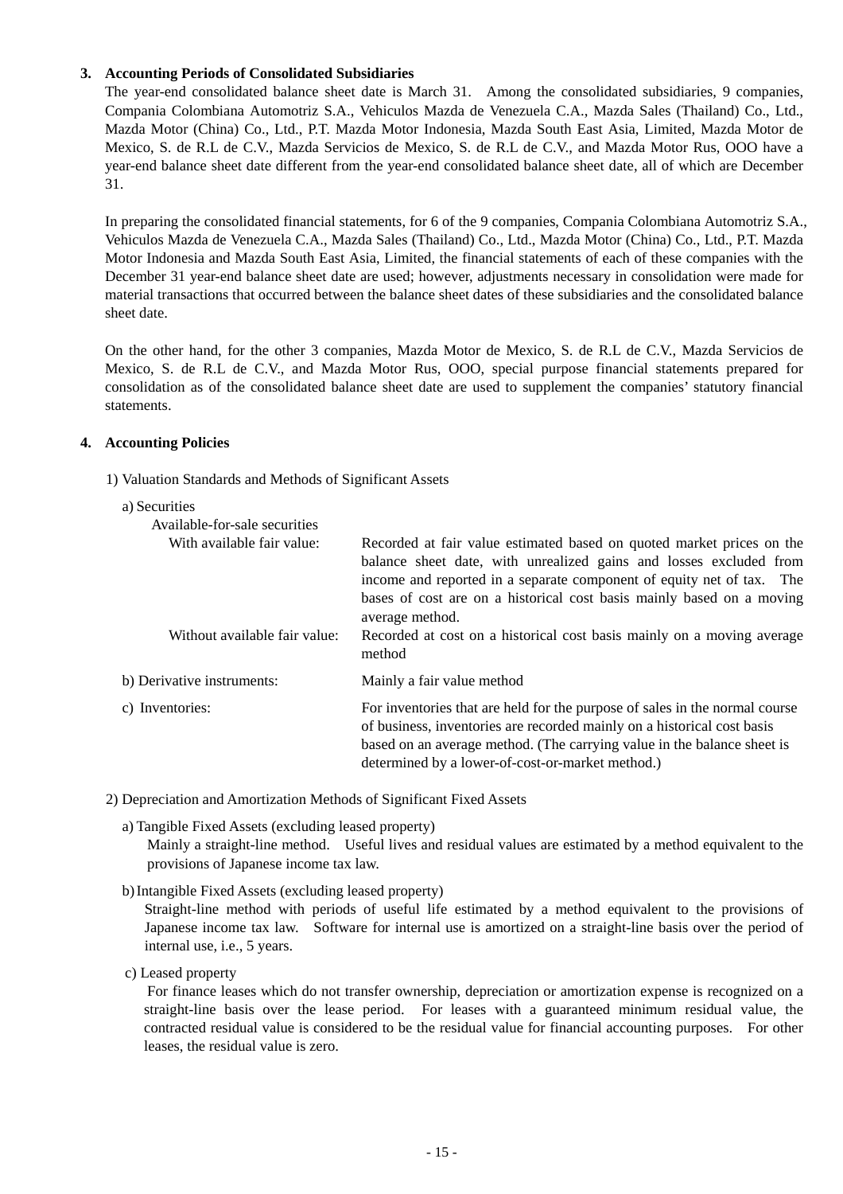## 3. Accounting Periods of Consolidated Subsidiaries

The year-end consolidated balance sheet date is March 31. Among the consolidated subsidiaries, 9 companies, Compania Colombiana Automotriz S.A., Vehiculos Mazda de Venezuela C.A., Mazda Sales (Thailand) Co., Ltd., Mazda Motor (China) Co., Ltd., P.T. Mazda Motor Indonesia, Mazda South East Asia, Limited, Mazda Motor de Mexico, S. de R.L de C.V., Mazda Servicios de Mexico, S. de R.L de C.V., and Mazda Motor Rus, OOO have a year-end balance sheet date different from the year-end consolidated balance sheet date, all of which are December 31.

In preparing the consolidated financial statements, for 6 of the 9 companies, Compania Colombiana Automotriz S.A., Vehiculos Mazda de Venezuela C.A., Mazda Sales (Thailand) Co., Ltd., Mazda Motor (China) Co., Ltd., P.T. Mazda Motor Indonesia and Mazda South East Asia, Limited, the financial statements of each of these companies with the December 31 year-end balance sheet date are used; however, adjustments necessary in consolidation were made for material transactions that occurred between the balance sheet dates of these subsidiaries and the consolidated balance sheet date.

On the other hand, for the other 3 companies, Mazda Motor de Mexico, S. de R.L de C.V., Mazda Servicios de Mexico, S. de R.L de C.V., and Mazda Motor Rus, OOO, special purpose financial statements prepared for consolidation as of the consolidated balance sheet date are used to supplement the companies' statutory financial statements.

## 4. Accounting Policies

1) Valuation Standards and Methods of Significant Assets

a) Securities

Available-for-sale securities

- With available fair value: Recorded at fair value estimated based on quoted market prices on the balance sheet date, with unrealized gains and losses excluded from income and reported in a separate component of equity net of tax. The bases of cost are on a historical cost basis mainly based on a moving average method.
- Without available fair value: Recorded at cost on a historical cost basis mainly on a moving average method

b) Derivative instruments: Mainly a fair value method

c) Inventories: For inventories that are held for the purpose of sales in the normal course of business, inventories are recorded mainly on a historical cost basis based on an average method. (The carrying value in the balance sheet is determined by a lower-of-cost-or-market method.)

2) Depreciation and Amortization Methods of Significant Fixed Assets

a) Tangible Fixed Assets (excluding leased property)

Mainly a straight-line method. Useful lives and residual values are estimated by a method equivalent to the provisions of Japanese income tax law.

b) Intangible Fixed Assets (excluding leased property)

Straight-line method with periods of useful life estimated by a method equivalent to the provisions of Japanese income tax law. Software for internal use is amortized on a straight-line basis over the period of internal use, i.e., 5 years.

c) Leased property

For finance leases which do not transfer ownership, depreciation or amortization expense is recognized on a straight-line basis over the lease period. For leases with a guaranteed minimum residual value, the contracted residual value is considered to be the residual value for financial accounting purposes. For other leases, the residual value is zero.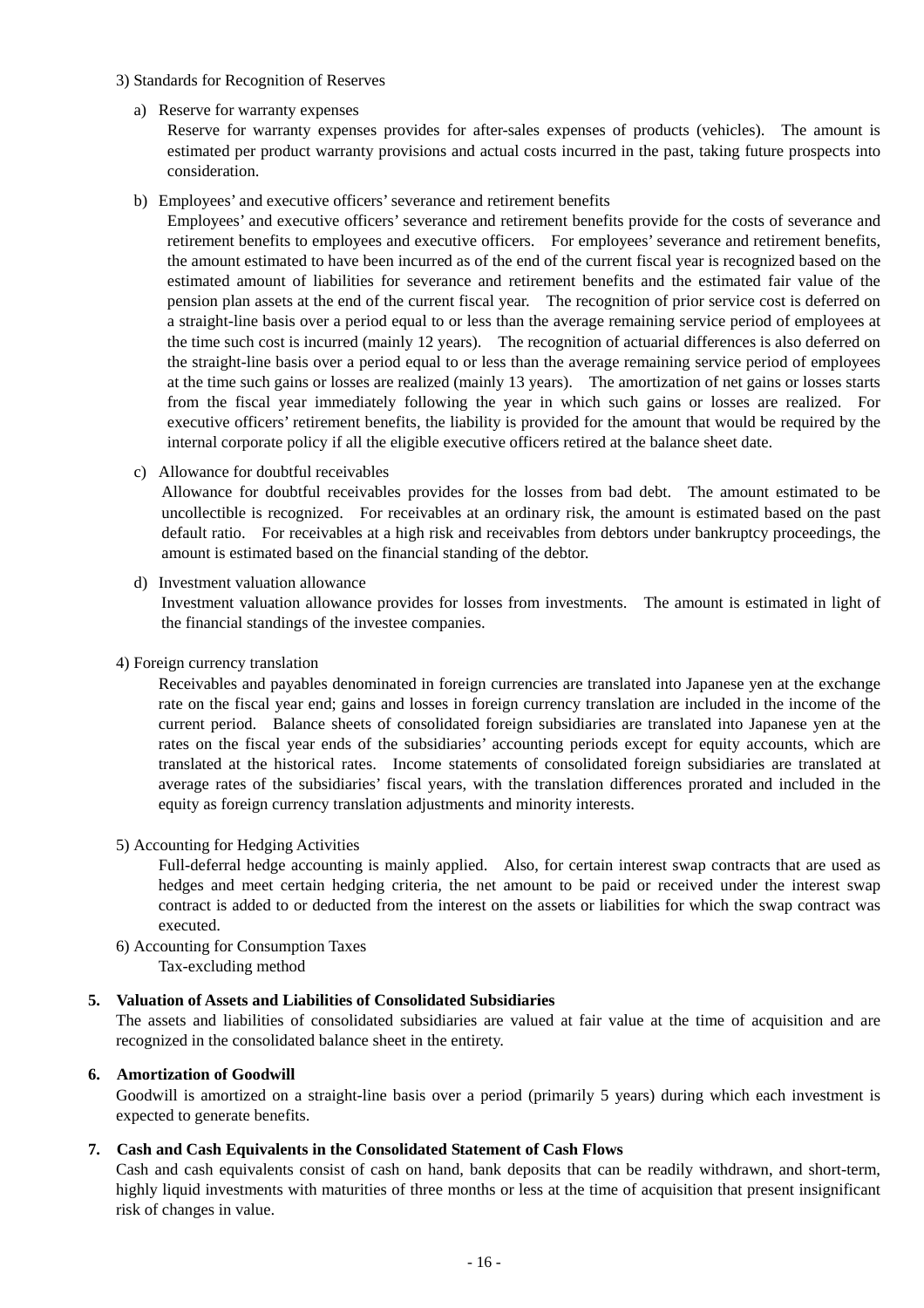3) Standards for Recognition of Reserves

a) Reserve for warranty expenses

Reserve for warranty expenses provides for after-sales expenses of products (vehicles). The amount is estimated per product warranty provisions and actual costs incurred in the past, taking future prospects into consideration.

b) Employees' and executive officers' severance and retirement benefits

Employees' and executive officers' severance and retirement benefits provide for the costs of severance and retirement benefits to employees and executive officers. For employees' severance and retirement benefits, the amount estimated to have been incurred as of the end of the current fiscal year is recognized based on the estimated amount of liabilities for severance and retirement benefits and the estimated fair value of the pension plan assets at the end of the current fiscal year. The recognition of prior service cost is deferred on a straight-line basis over a period equal to or less than the average remaining service period of employees at the time such cost is incurred (mainly 12 years). The recognition of actuarial differences is also deferred on the straight-line basis over a period equal to or less than the average remaining service period of employees at the time such gains or losses are realized (mainly 13 years). The amortization of net gains or losses starts from the fiscal year immediately following the year in which such gains or losses are realized. For executive officers' retirement benefits, the liability is provided for the amount that would be required by the internal corporate policy if all the eligible executive officers retired at the balance sheet date.

c) Allowance for doubtful receivables

Allowance for doubtful receivables provides for the losses from bad debt. The amount estimated to be uncollectible is recognized. For receivables at an ordinary risk, the amount is estimated based on the past default ratio. For receivables at a high risk and receivables from debtors under bankruptcy proceedings, the amount is estimated based on the financial standing of the debtor.

d) Investment valuation allowance

Investment valuation allowance provides for losses from investments. The amount is estimated in light of the financial standings of the investee companies.

4) Foreign currency translation

Receivables and payables denominated in foreign currencies are translated into Japanese yen at the exchange rate on the fiscal year end; gains and losses in foreign currency translation are included in the income of the current period. Balance sheets of consolidated foreign subsidiaries are translated into Japanese yen at the rates on the fiscal year ends of the subsidiaries' accounting periods except for equity accounts, which are translated at the historical rates. Income statements of consolidated foreign subsidiaries are translated at average rates of the subsidiaries' fiscal years, with the translation differences prorated and included in the equity as foreign currency translation adjustments and minority interests.

5) Accounting for Hedging Activities

Full-deferral hedge accounting is mainly applied. Also, for certain interest swap contracts that are used as hedges and meet certain hedging criteria, the net amount to be paid or received under the interest swap contract is added to or deducted from the interest on the assets or liabilities for which the swap contract was executed.

6) Accounting for Consumption Taxes

Tax-excluding method

**5. Valuation of Assets and Liabilities of Consolidated Subsidiaries**

The assets and liabilities of consolidated subsidiaries are valued at fair value at the time of acquisition and are recognized in the consolidated balance sheet in the entirety.

**6. Amortization of Goodwill**

Goodwill is amortized on a straight-line basis over a period (primarily 5 years) during which each investment is expected to generate benefits.

**7. Cash and Cash Equivalents in the Consolidated Statement of Cash Flows**

Cash and cash equivalents consist of cash on hand, bank deposits that can be readily withdrawn, and short-term, highly liquid investments with maturities of three months or less at the time of acquisition that present insignificant risk of changes in value.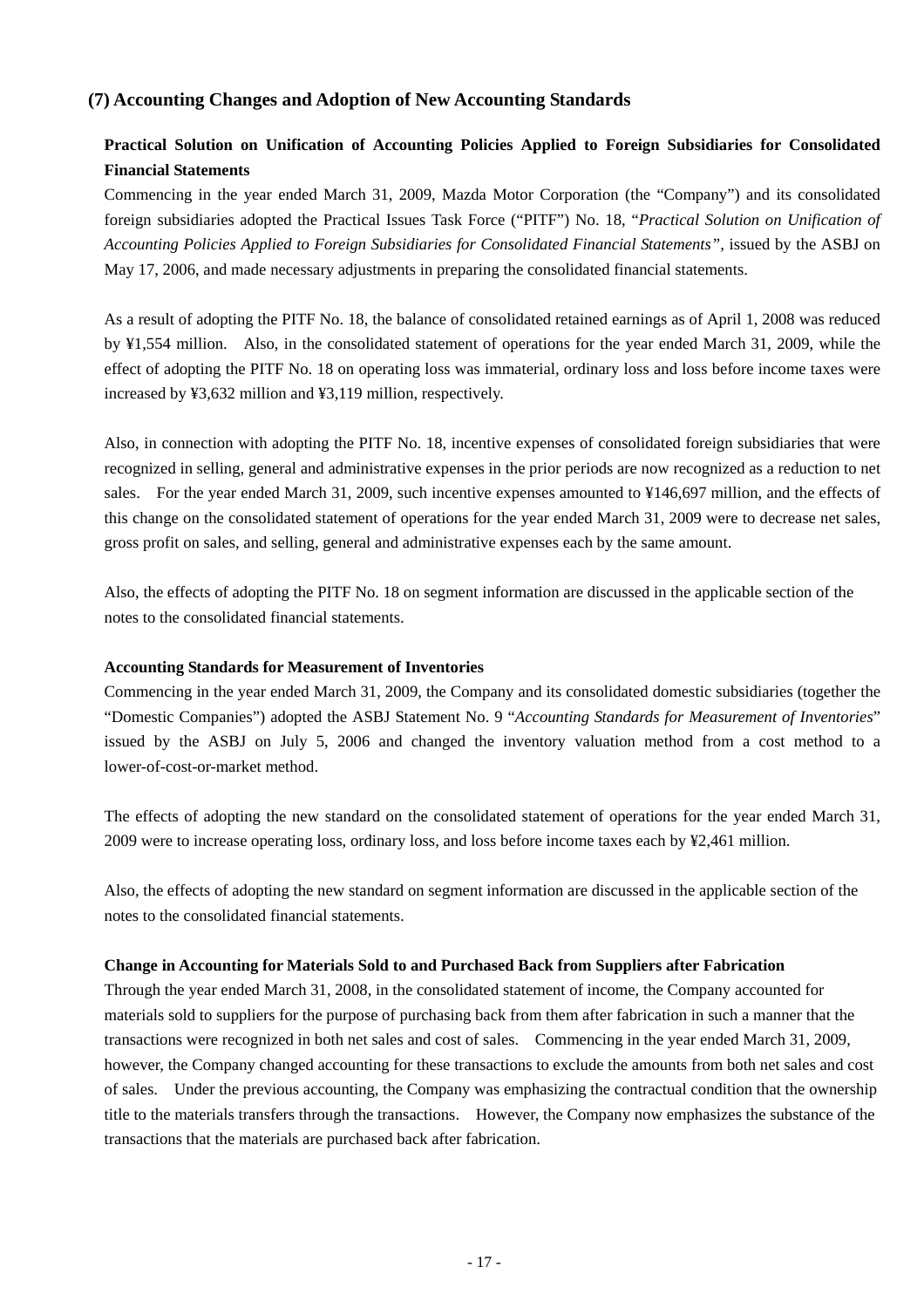## (7) Accounting Changes and Adoption of New Accounting Standards

### Practical Solution on Unification of Accounting Policies Applied to Foreign Subsidiaries for Consolidated Financial Statements

Commencing in the year ended March 31, 2009, Mazda Motor Corporation (the "Company") and its consolidated foreign subsidiaries adopted the Practical Issues Task Force ("PITF") No. 18, "*Practical Solution on Unification of Accounting Policies Applied to Foreign Subsidiaries for Consolidated Financial Statements"*, issued by the ASBJ on May 17, 2006, and made necessary adjustments in preparing the consolidated financial statements.

As a result of adopting the PITF No. 18, the balance of consolidated retained earnings as of April 1, 2008 was reduced by ¥1,554 million. Also, in the consolidated statement of operations for the year ended March 31, 2009, while the effect of adopting the PITF No. 18 on operating loss was immaterial, ordinary loss and loss before income taxes were increased by ¥3,632 million and ¥3,119 million, respectively.

Also, in connection with adopting the PITF No. 18, incentive expenses of consolidated foreign subsidiaries that were recognized in selling, general and administrative expenses in the prior periods are now recognized as a reduction to net sales. For the year ended March 31, 2009, such incentive expenses amounted to ¥146,697 million, and the effects of this change on the consolidated statement of operations for the year ended March 31, 2009 were to decrease net sales, gross profit on sales, and selling, general and administrative expenses each by the same amount.

Also, the effects of adopting the PITF No. 18 on segment information are discussed in the applicable section of the notes to the consolidated financial statements.

### Accounting Standards for Measurement of Inventories

Commencing in the year ended March 31, 2009, the Company and its consolidated domestic subsidiaries (together the "Domestic Companies") adopted the ASBJ Statement No. 9 "*Accounting Standards for Measurement of Inventories*" issued by the ASBJ on July 5, 2006 and changed the inventory valuation method from a cost method to a lower-of-cost-or-market method.

The effects of adopting the new standard on the consolidated statement of operations for the year ended March 31, 2009 were to increase operating loss, ordinary loss, and loss before income taxes each by ¥2,461 million.

Also, the effects of adopting the new standard on segment information are discussed in the applicable section of the notes to the consolidated financial statements.

### Change in Accounting for Materials Sold to and Purchased Back from Suppliers after Fabrication

Through the year ended March 31, 2008, in the consolidated statement of income, the Company accounted for materials sold to suppliers for the purpose of purchasing back from them after fabrication in such a manner that the transactions were recognized in both net sales and cost of sales. Commencing in the year ended March 31, 2009, however, the Company changed accounting for these transactions to exclude the amounts from both net sales and cost of sales. Under the previous accounting, the Company was emphasizing the contractual condition that the ownership title to the materials transfers through the transactions. However, the Company now emphasizes the substance of the transactions that the materials are purchased back after fabrication.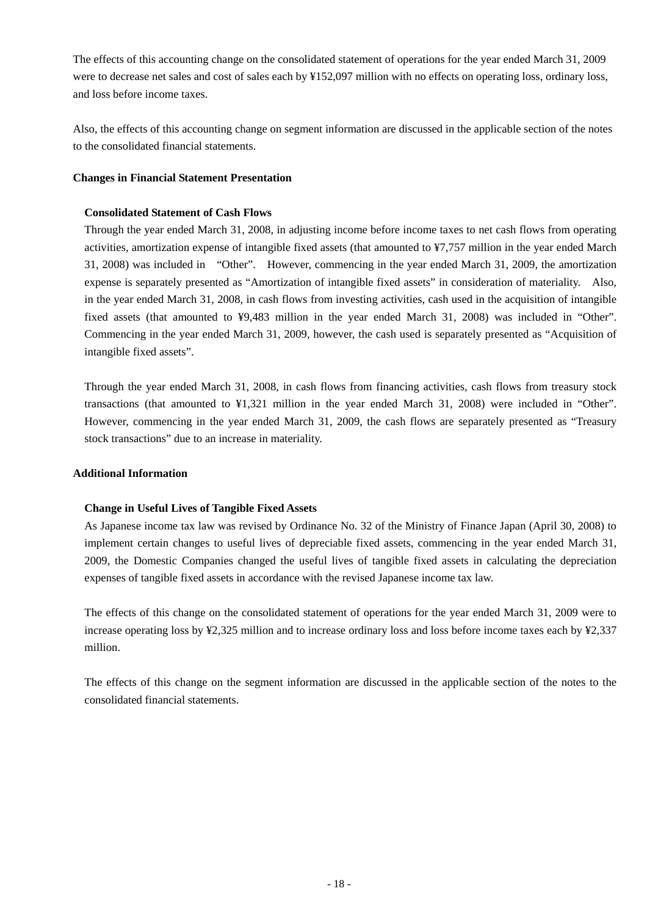The effects of this accounting change on the consolidated statement of operations for the year ended March 31, 2009 were to decrease net sales and cost of sales each by ¥152,097 million with no effects on operating loss, ordinary loss, and loss before income taxes.

Also, the effects of this accounting change on segment information are discussed in the applicable section of the notes to the consolidated financial statements.

**Changes in Financial Statement Presentation**

**Consolidated Statement of Cash Flows**

Through the year ended March 31, 2008, in adjusting income before income taxes to net cash flows from operating activities, amortization expense of intangible fixed assets (that amounted to ¥7,757 million in the year ended March 31, 2008) was included in "Other". However, commencing in the year ended March 31, 2009, the amortization expense is separately presented as "Amortization of intangible fixed assets" in consideration of materiality. Also, in the year ended March 31, 2008, in cash flows from investing activities, cash used in the acquisition of intangible fixed assets (that amounted to ¥9,483 million in the year ended March 31, 2008) was included in "Other". Commencing in the year ended March 31, 2009, however, the cash used is separately presented as "Acquisition of intangible fixed assets".

Through the year ended March 31, 2008, in cash flows from financing activities, cash flows from treasury stock transactions (that amounted to ¥1,321 million in the year ended March 31, 2008) were included in "Other". However, commencing in the year ended March 31, 2009, the cash flows are separately presented as "Treasury stock transactions" due to an increase in materiality.

**Additional Information**

**Change in Useful Lives of Tangible Fixed Assets**

As Japanese income tax law was revised by Ordinance No. 32 of the Ministry of Finance Japan (April 30, 2008) to implement certain changes to useful lives of depreciable fixed assets, commencing in the year ended March 31, 2009, the Domestic Companies changed the useful lives of tangible fixed assets in calculating the depreciation expenses of tangible fixed assets in accordance with the revised Japanese income tax law.

The effects of this change on the consolidated statement of operations for the year ended March 31, 2009 were to increase operating loss by ¥2,325 million and to increase ordinary loss and loss before income taxes each by ¥2,337 million.

The effects of this change on the segment information are discussed in the applicable section of the notes to the consolidated financial statements.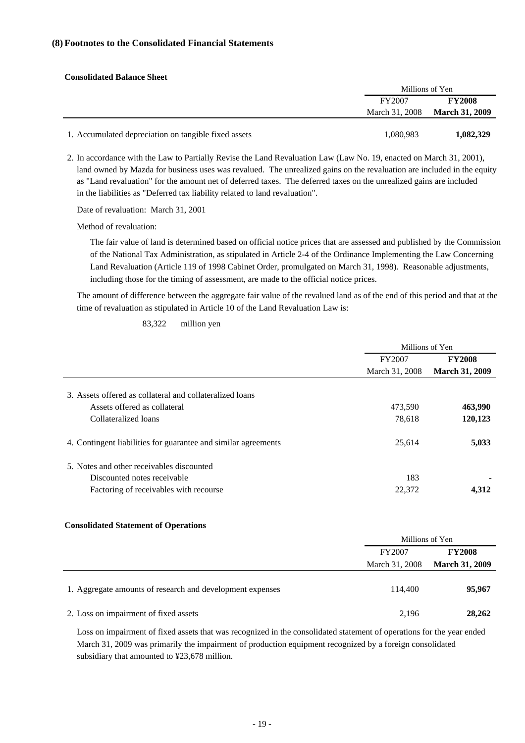### (8) Footnotes to the Consolidated Financial Statements

**Consolidated Balance Sheet**

| | Millions of Yen | |
|---|---|---|
| | FY2007 March 31, 2008 | **FY2008 March 31, 2009** |
| 1. Accumulated depreciation on tangible fixed assets | 1,080,983 | **1,082,329** |

2. In accordance with the Law to Partially Revise the Land Revaluation Law (Law No. 19, enacted on March 31, 2001), land owned by Mazda for business uses was revalued. The unrealized gains on the revaluation are included in the equity as "Land revaluation" for the amount net of deferred taxes. The deferred taxes on the unrealized gains are included in the liabilities as "Deferred tax liability related to land revaluation".

   Date of revaluation: March 31, 2001

   Method of revaluation:

   The fair value of land is determined based on official notice prices that are assessed and published by the Commission of the National Tax Administration, as stipulated in Article 2-4 of the Ordinance Implementing the Law Concerning Land Revaluation (Article 119 of 1998 Cabinet Order, promulgated on March 31, 1998). Reasonable adjustments, including those for the timing of assessment, are made to the official notice prices.

   The amount of difference between the aggregate fair value of the revalued land as of the end of this period and that at the time of revaluation as stipulated in Article 10 of the Land Revaluation Law is:

   83,322 million yen

| | Millions of Yen | |
|---|---|---|
| | FY2007 March 31, 2008 | **FY2008 March 31, 2009** |
| 3. Assets offered as collateral and collateralized loans | | |
| Assets offered as collateral | 473,590 | **463,990** |
| Collateralized loans | 78,618 | **120,123** |
| 4. Contingent liabilities for guarantee and similar agreements | 25,614 | **5,033** |
| 5. Notes and other receivables discounted | | |
| Discounted notes receivable | 183 | **-** |
| Factoring of receivables with recourse | 22,372 | **4,312** |

**Consolidated Statement of Operations**

| | Millions of Yen | |
|---|---|---|
| | FY2007 March 31, 2008 | **FY2008 March 31, 2009** |
| 1. Aggregate amounts of research and development expenses | 114,400 | **95,967** |
| 2. Loss on impairment of fixed assets | 2,196 | **28,262** |

Loss on impairment of fixed assets that was recognized in the consolidated statement of operations for the year ended March 31, 2009 was primarily the impairment of production equipment recognized by a foreign consolidated subsidiary that amounted to ¥23,678 million.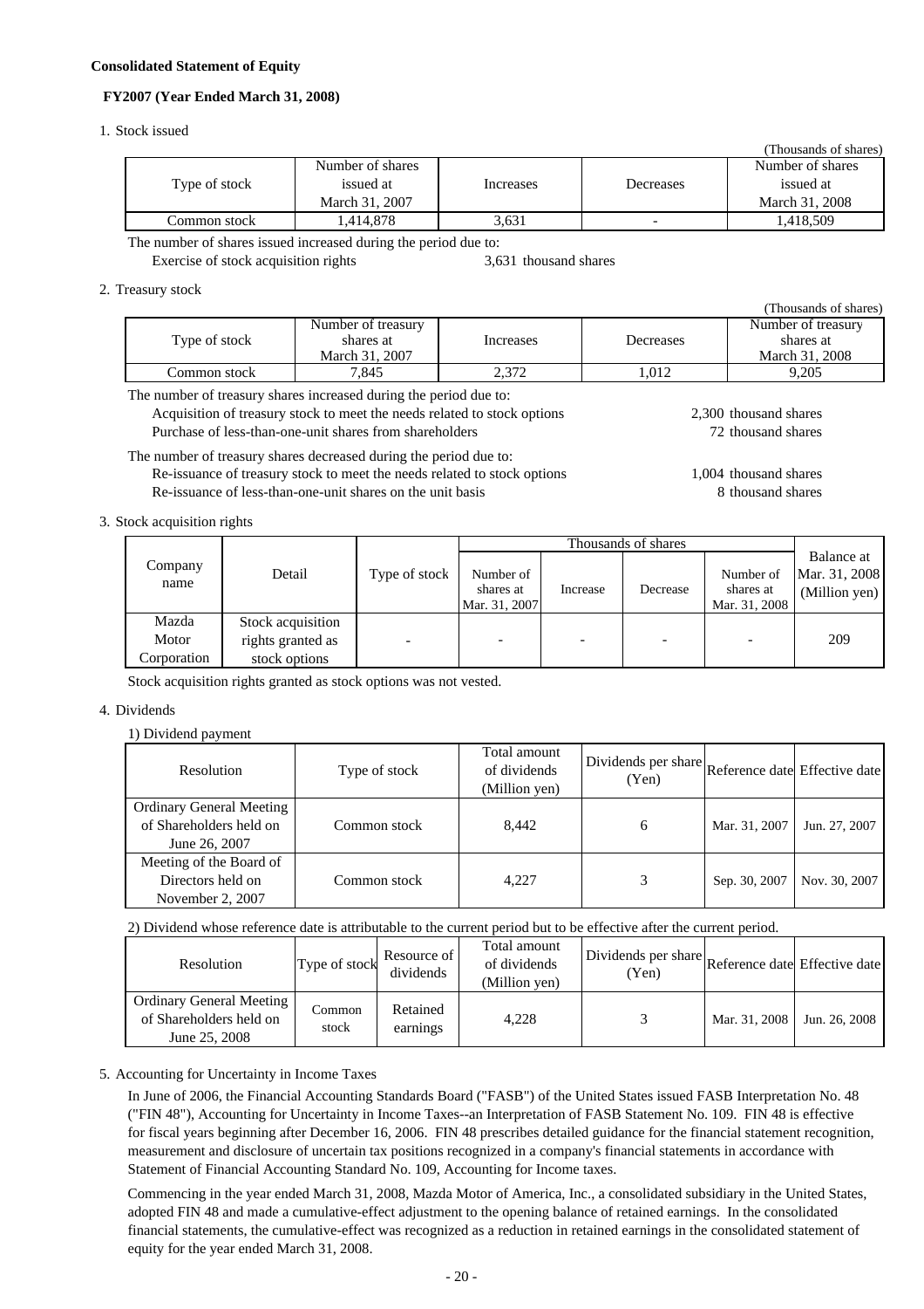**Consolidated Statement of Equity**

**FY2007 (Year Ended March 31, 2008)**

1. Stock issued

(Thousands of shares)

| Type of stock | Number of shares issued at March 31, 2007 | Increases | Decreases | Number of shares issued at March 31, 2008 |
|---|---|---|---|---|
| Common stock | 1,414,878 | 3,631 | - | 1,418,509 |

The number of shares issued increased during the period due to:

Exercise of stock acquisition rights 3,631 thousand shares

2. Treasury stock

(Thousands of shares)

| Type of stock | Number of treasury shares at March 31, 2007 | Increases | Decreases | Number of treasury shares at March 31, 2008 |
|---|---|---|---|---|
| Common stock | 7,845 | 2,372 | 1,012 | 9,205 |

The number of treasury shares increased during the period due to:

Acquisition of treasury stock to meet the needs related to stock options 2,300 thousand shares

Purchase of less-than-one-unit shares from shareholders 72 thousand shares

The number of treasury shares decreased during the period due to:

Re-issuance of treasury stock to meet the needs related to stock options 1,004 thousand shares

Re-issuance of less-than-one-unit shares on the unit basis 8 thousand shares

3. Stock acquisition rights

| Company name | Detail | Type of stock | Thousands of shares | | | | Balance at Mar. 31, 2008 (Million yen) |
|---|---|---|---|---|---|---|---|
| | | | Number of shares at Mar. 31, 2007 | Increase | Decrease | Number of shares at Mar. 31, 2008 | |
| Mazda Motor Corporation | Stock acquisition rights granted as stock options | - | - | - | - | - | 209 |

Stock acquisition rights granted as stock options was not vested.

4. Dividends

1) Dividend payment

| Resolution | Type of stock | Total amount of dividends (Million yen) | Dividends per share (Yen) | Reference date | Effective date |
|---|---|---|---|---|---|
| Ordinary General Meeting of Shareholders held on June 26, 2007 | Common stock | 8,442 | 6 | Mar. 31, 2007 | Jun. 27, 2007 |
| Meeting of the Board of Directors held on November 2, 2007 | Common stock | 4,227 | 3 | Sep. 30, 2007 | Nov. 30, 2007 |

2) Dividend whose reference date is attributable to the current period but to be effective after the current period.

| Resolution | Type of stock | Resource of dividends | Total amount of dividends (Million yen) | Dividends per share (Yen) | Reference date | Effective date |
|---|---|---|---|---|---|---|
| Ordinary General Meeting of Shareholders held on June 25, 2008 | Common stock | Retained earnings | 4,228 | 3 | Mar. 31, 2008 | Jun. 26, 2008 |

5. Accounting for Uncertainty in Income Taxes

In June of 2006, the Financial Accounting Standards Board ("FASB") of the United States issued FASB Interpretation No. 48 ("FIN 48"), Accounting for Uncertainty in Income Taxes--an Interpretation of FASB Statement No. 109. FIN 48 is effective for fiscal years beginning after December 16, 2006. FIN 48 prescribes detailed guidance for the financial statement recognition, measurement and disclosure of uncertain tax positions recognized in a company's financial statements in accordance with Statement of Financial Accounting Standard No. 109, Accounting for Income taxes.

Commencing in the year ended March 31, 2008, Mazda Motor of America, Inc., a consolidated subsidiary in the United States, adopted FIN 48 and made a cumulative-effect adjustment to the opening balance of retained earnings. In the consolidated financial statements, the cumulative-effect was recognized as a reduction in retained earnings in the consolidated statement of equity for the year ended March 31, 2008.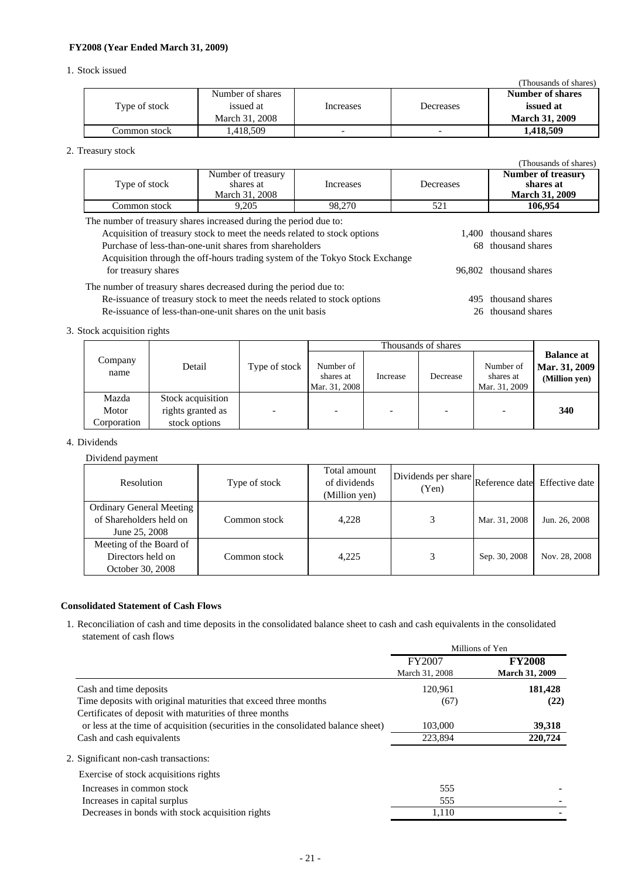**FY2008 (Year Ended March 31, 2009)**

1. Stock issued

(Thousands of shares)

| Type of stock | Number of shares issued at March 31, 2008 | Increases | Decreases | **Number of shares issued at March 31, 2009** |
|---|---|---|---|---|
| Common stock | 1,418,509 | - | - | **1,418,509** |

2. Treasury stock

(Thousands of shares)

| Type of stock | Number of treasury shares at March 31, 2008 | Increases | Decreases | **Number of treasury shares at March 31, 2009** |
|---|---|---|---|---|
| Common stock | 9,205 | 98,270 | 521 | **106,954** |

The number of treasury shares increased during the period due to:

| | |
|---|---|
| Acquisition of treasury stock to meet the needs related to stock options | 1,400 thousand shares |
| Purchase of less-than-one-unit shares from shareholders | 68 thousand shares |
| Acquisition through the off-hours trading system of the Tokyo Stock Exchange for treasury shares | 96,802 thousand shares |

The number of treasury shares decreased during the period due to:

| | |
|---|---|
| Re-issuance of treasury stock to meet the needs related to stock options | 495 thousand shares |
| Re-issuance of less-than-one-unit shares on the unit basis | 26 thousand shares |

3. Stock acquisition rights

| Company name | Detail | Type of stock | Thousands of shares | | | | **Balance at Mar. 31, 2009 (Million yen)** |
|---|---|---|---|---|---|---|---|
| | | | Number of shares at Mar. 31, 2008 | Increase | Decrease | Number of shares at Mar. 31, 2009 | |
| Mazda Motor Corporation | Stock acquisition rights granted as stock options | - | - | - | - | - | **340** |

4. Dividends

Dividend payment

| Resolution | Type of stock | Total amount of dividends (Million yen) | Dividends per share (Yen) | Reference date | Effective date |
|---|---|---|---|---|---|
| Ordinary General Meeting of Shareholders held on June 25, 2008 | Common stock | 4,228 | 3 | Mar. 31, 2008 | Jun. 26, 2008 |
| Meeting of the Board of Directors held on October 30, 2008 | Common stock | 4,225 | 3 | Sep. 30, 2008 | Nov. 28, 2008 |

**Consolidated Statement of Cash Flows**

1. Reconciliation of cash and time deposits in the consolidated balance sheet to cash and cash equivalents in the consolidated statement of cash flows

| | Millions of Yen | |
|---|---|---|
| | FY2007 March 31, 2008 | **FY2008 March 31, 2009** |
| Cash and time deposits | 120,961 | **181,428** |
| Time deposits with original maturities that exceed three months | (67) | **(22)** |
| Certificates of deposit with maturities of three months or less at the time of acquisition (securities in the consolidated balance sheet) | 103,000 | **39,318** |
| Cash and cash equivalents | 223,894 | **220,724** |

2. Significant non-cash transactions:

| Exercise of stock acquisitions rights | | |
|---|---|---|
| Increases in common stock | 555 | - |
| Increases in capital surplus | 555 | - |
| Decreases in bonds with stock acquisition rights | 1,110 | - |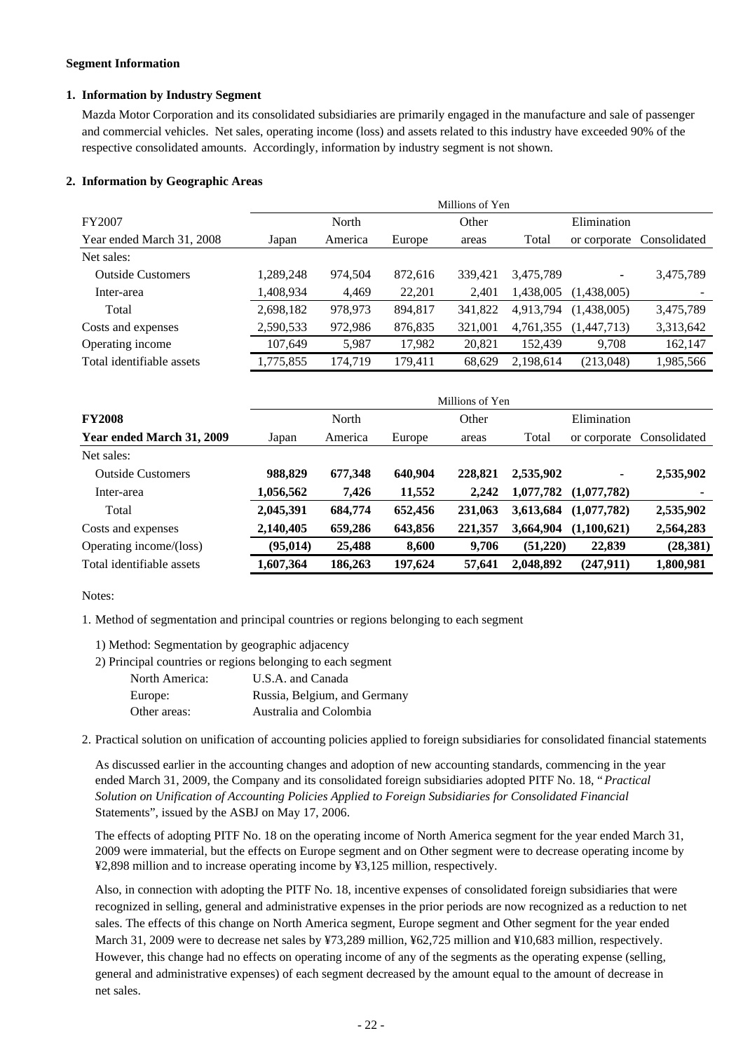**Segment Information**

**1. Information by Industry Segment**

Mazda Motor Corporation and its consolidated subsidiaries are primarily engaged in the manufacture and sale of passenger and commercial vehicles. Net sales, operating income (loss) and assets related to this industry have exceeded 90% of the respective consolidated amounts. Accordingly, information by industry segment is not shown.

**2. Information by Geographic Areas**

| | Millions of Yen | | | | | | |
|---|---|---|---|---|---|---|---|
| FY2007 | | North | | Other | | Elimination | |
| Year ended March 31, 2008 | Japan | America | Europe | areas | Total | or corporate | Consolidated |
| Net sales: | | | | | | | |
| Outside Customers | 1,289,248 | 974,504 | 872,616 | 339,421 | 3,475,789 | - | 3,475,789 |
| Inter-area | 1,408,934 | 4,469 | 22,201 | 2,401 | 1,438,005 | (1,438,005) | - |
| Total | 2,698,182 | 978,973 | 894,817 | 341,822 | 4,913,794 | (1,438,005) | 3,475,789 |
| Costs and expenses | 2,590,533 | 972,986 | 876,835 | 321,001 | 4,761,355 | (1,447,713) | 3,313,642 |
| Operating income | 107,649 | 5,987 | 17,982 | 20,821 | 152,439 | 9,708 | 162,147 |
| Total identifiable assets | 1,775,855 | 174,719 | 179,411 | 68,629 | 2,198,614 | (213,048) | 1,985,566 |

| | Millions of Yen | | | | | | |
|---|---|---|---|---|---|---|---|
| **FY2008** | | North | | Other | | Elimination | |
| **Year ended March 31, 2009** | Japan | America | Europe | areas | Total | or corporate | Consolidated |
| Net sales: | | | | | | | |
| Outside Customers | **988,829** | **677,348** | **640,904** | **228,821** | **2,535,902** | **-** | **2,535,902** |
| Inter-area | **1,056,562** | **7,426** | **11,552** | **2,242** | **1,077,782** | **(1,077,782)** | **-** |
| Total | **2,045,391** | **684,774** | **652,456** | **231,063** | **3,613,684** | **(1,077,782)** | **2,535,902** |
| Costs and expenses | **2,140,405** | **659,286** | **643,856** | **221,357** | **3,664,904** | **(1,100,621)** | **2,564,283** |
| Operating income/(loss) | **(95,014)** | **25,488** | **8,600** | **9,706** | **(51,220)** | **22,839** | **(28,381)** |
| Total identifiable assets | **1,607,364** | **186,263** | **197,624** | **57,641** | **2,048,892** | **(247,911)** | **1,800,981** |

Notes:

1. Method of segmentation and principal countries or regions belonging to each segment

   1) Method: Segmentation by geographic adjacency

   2) Principal countries or regions belonging to each segment

   | | |
   |---|---|
   | North America: | U.S.A. and Canada |
   | Europe: | Russia, Belgium, and Germany |
   | Other areas: | Australia and Colombia |

2. Practical solution on unification of accounting policies applied to foreign subsidiaries for consolidated financial statements

   As discussed earlier in the accounting changes and adoption of new accounting standards, commencing in the year ended March 31, 2009, the Company and its consolidated foreign subsidiaries adopted PITF No. 18, "*Practical Solution on Unification of Accounting Policies Applied to Foreign Subsidiaries for Consolidated Financial* Statements", issued by the ASBJ on May 17, 2006.

   The effects of adopting PITF No. 18 on the operating income of North America segment for the year ended March 31, 2009 were immaterial, but the effects on Europe segment and on Other segment were to decrease operating income by ¥2,898 million and to increase operating income by ¥3,125 million, respectively.

   Also, in connection with adopting the PITF No. 18, incentive expenses of consolidated foreign subsidiaries that were recognized in selling, general and administrative expenses in the prior periods are now recognized as a reduction to net sales. The effects of this change on North America segment, Europe segment and Other segment for the year ended March 31, 2009 were to decrease net sales by ¥73,289 million, ¥62,725 million and ¥10,683 million, respectively. However, this change had no effects on operating income of any of the segments as the operating expense (selling, general and administrative expenses) of each segment decreased by the amount equal to the amount of decrease in net sales.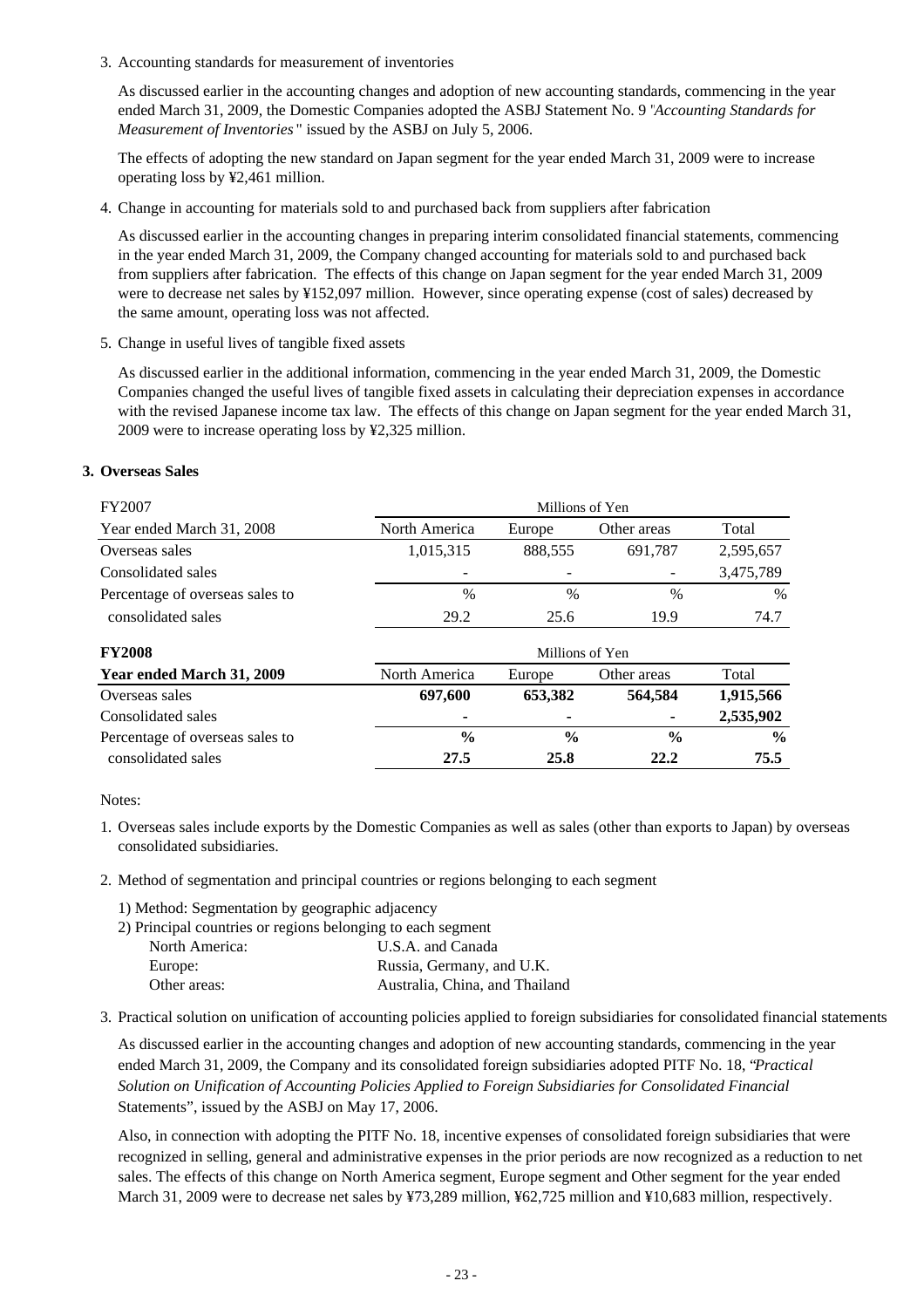3. Accounting standards for measurement of inventories

As discussed earlier in the accounting changes and adoption of new accounting standards, commencing in the year ended March 31, 2009, the Domestic Companies adopted the ASBJ Statement No. 9 "*Accounting Standards for Measurement of Inventories*" issued by the ASBJ on July 5, 2006.

The effects of adopting the new standard on Japan segment for the year ended March 31, 2009 were to increase operating loss by ¥2,461 million.

4. Change in accounting for materials sold to and purchased back from suppliers after fabrication

As discussed earlier in the accounting changes in preparing interim consolidated financial statements, commencing in the year ended March 31, 2009, the Company changed accounting for materials sold to and purchased back from suppliers after fabrication. The effects of this change on Japan segment for the year ended March 31, 2009 were to decrease net sales by ¥152,097 million. However, since operating expense (cost of sales) decreased by the same amount, operating loss was not affected.

5. Change in useful lives of tangible fixed assets

As discussed earlier in the additional information, commencing in the year ended March 31, 2009, the Domestic Companies changed the useful lives of tangible fixed assets in calculating their depreciation expenses in accordance with the revised Japanese income tax law. The effects of this change on Japan segment for the year ended March 31, 2009 were to increase operating loss by ¥2,325 million.

## 3. Overseas Sales

| FY2007 | Millions of Yen | | | |
|---|---|---|---|---|
| Year ended March 31, 2008 | North America | Europe | Other areas | Total |
| Overseas sales | 1,015,315 | 888,555 | 691,787 | 2,595,657 |
| Consolidated sales | - | - | - | 3,475,789 |
| Percentage of overseas sales to | % | % | % | % |
| consolidated sales | 29.2 | 25.6 | 19.9 | 74.7 |

| **FY2008** | Millions of Yen | | | |
|---|---|---|---|---|
| **Year ended March 31, 2009** | North America | Europe | Other areas | Total |
| Overseas sales | **697,600** | **653,382** | **564,584** | **1,915,566** |
| Consolidated sales | **-** | **-** | **-** | **2,535,902** |
| Percentage of overseas sales to | **%** | **%** | **%** | **%** |
| consolidated sales | **27.5** | **25.8** | **22.2** | **75.5** |

Notes:

1. Overseas sales include exports by the Domestic Companies as well as sales (other than exports to Japan) by overseas consolidated subsidiaries.

2. Method of segmentation and principal countries or regions belonging to each segment

   1) Method: Segmentation by geographic adjacency

   2) Principal countries or regions belonging to each segment

| | |
|---|---|
| North America: | U.S.A. and Canada |
| Europe: | Russia, Germany, and U.K. |
| Other areas: | Australia, China, and Thailand |

3. Practical solution on unification of accounting policies applied to foreign subsidiaries for consolidated financial statements

As discussed earlier in the accounting changes and adoption of new accounting standards, commencing in the year ended March 31, 2009, the Company and its consolidated foreign subsidiaries adopted PITF No. 18, "*Practical Solution on Unification of Accounting Policies Applied to Foreign Subsidiaries for Consolidated Financial* Statements", issued by the ASBJ on May 17, 2006.

Also, in connection with adopting the PITF No. 18, incentive expenses of consolidated foreign subsidiaries that were recognized in selling, general and administrative expenses in the prior periods are now recognized as a reduction to net sales. The effects of this change on North America segment, Europe segment and Other segment for the year ended March 31, 2009 were to decrease net sales by ¥73,289 million, ¥62,725 million and ¥10,683 million, respectively.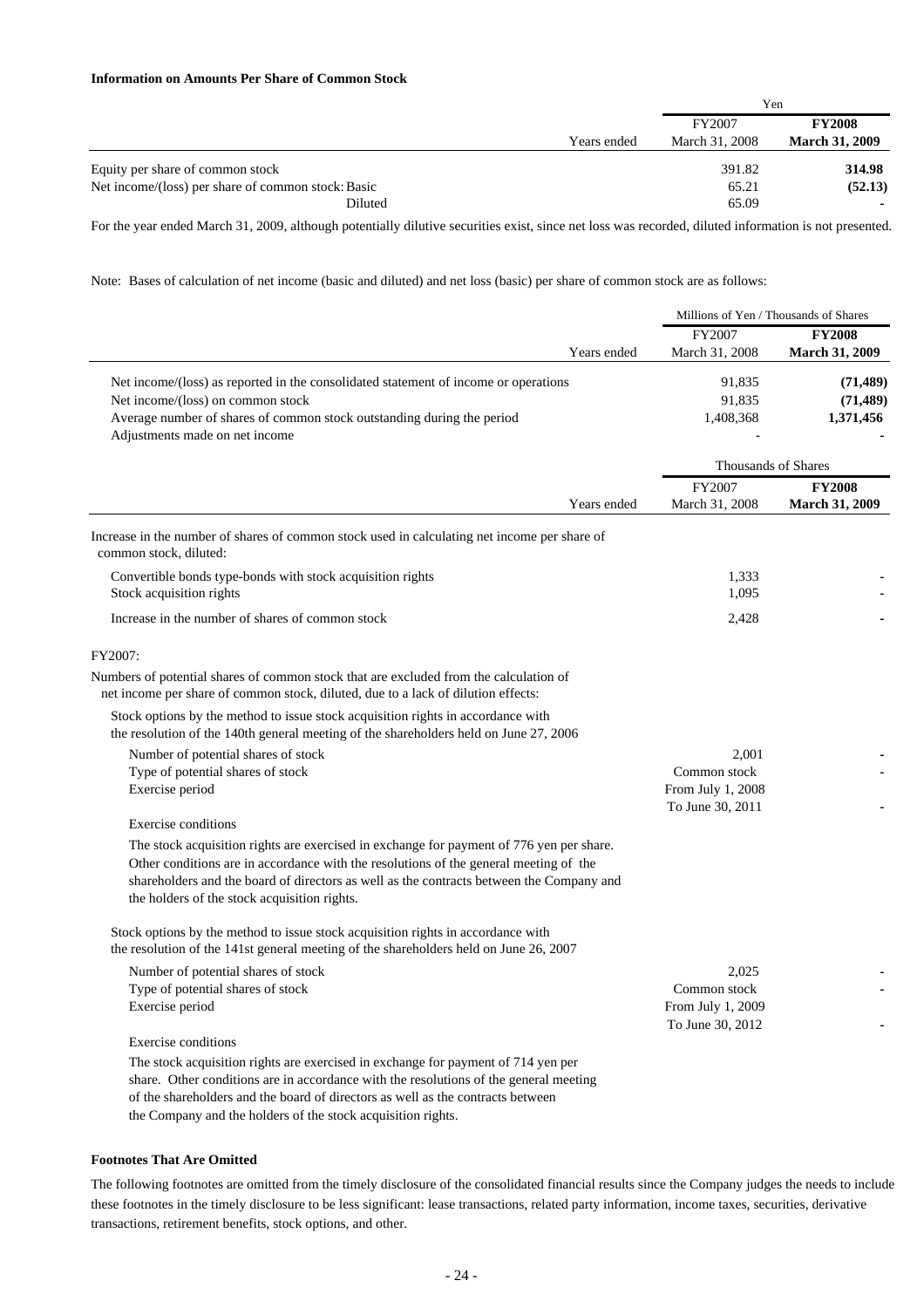**Information on Amounts Per Share of Common Stock**

| | Yen | |
|---|---|---|
| Years ended | FY2007<br>March 31, 2008 | **FY2008**<br>**March 31, 2009** |
| Equity per share of common stock | 391.82 | **314.98** |
| Net income/(loss) per share of common stock: Basic | 65.21 | **(52.13)** |
| Diluted | 65.09 | **-** |

For the year ended March 31, 2009, although potentially dilutive securities exist, since net loss was recorded, diluted information is not presented.

Note: Bases of calculation of net income (basic and diluted) and net loss (basic) per share of common stock are as follows:

| | Millions of Yen / Thousands of Shares | |
|---|---|---|
| Years ended | FY2007<br>March 31, 2008 | **FY2008**<br>**March 31, 2009** |
| Net income/(loss) as reported in the consolidated statement of income or operations | 91,835 | **(71,489)** |
| Net income/(loss) on common stock | 91,835 | **(71,489)** |
| Average number of shares of common stock outstanding during the period | 1,408,368 | **1,371,456** |
| Adjustments made on net income | - | **-** |

| | Thousands of Shares | |
|---|---|---|
| Years ended | FY2007<br>March 31, 2008 | **FY2008**<br>**March 31, 2009** |
| Increase in the number of shares of common stock used in calculating net income per share of common stock, diluted: | | |
| Convertible bonds type-bonds with stock acquisition rights | 1,333 | - |
| Stock acquisition rights | 1,095 | - |
| Increase in the number of shares of common stock | 2,428 | - |

FY2007:

Numbers of potential shares of common stock that are excluded from the calculation of net income per share of common stock, diluted, due to a lack of dilution effects:

Stock options by the method to issue stock acquisition rights in accordance with the resolution of the 140th general meeting of the shareholders held on June 27, 2006

| | FY2007 | FY2008 |
|---|---|---|
| Number of potential shares of stock | 2,001 | - |
| Type of potential shares of stock | Common stock | - |
| Exercise period | From July 1, 2008<br>To June 30, 2011 | - |

Exercise conditions

The stock acquisition rights are exercised in exchange for payment of 776 yen per share. Other conditions are in accordance with the resolutions of the general meeting of the shareholders and the board of directors as well as the contracts between the Company and the holders of the stock acquisition rights.

Stock options by the method to issue stock acquisition rights in accordance with the resolution of the 141st general meeting of the shareholders held on June 26, 2007

| | FY2007 | FY2008 |
|---|---|---|
| Number of potential shares of stock | 2,025 | - |
| Type of potential shares of stock | Common stock | - |
| Exercise period | From July 1, 2009<br>To June 30, 2012 | - |

Exercise conditions

The stock acquisition rights are exercised in exchange for payment of 714 yen per share. Other conditions are in accordance with the resolutions of the general meeting of the shareholders and the board of directors as well as the contracts between the Company and the holders of the stock acquisition rights.

**Footnotes That Are Omitted**

The following footnotes are omitted from the timely disclosure of the consolidated financial results since the Company judges the needs to include these footnotes in the timely disclosure to be less significant: lease transactions, related party information, income taxes, securities, derivative transactions, retirement benefits, stock options, and other.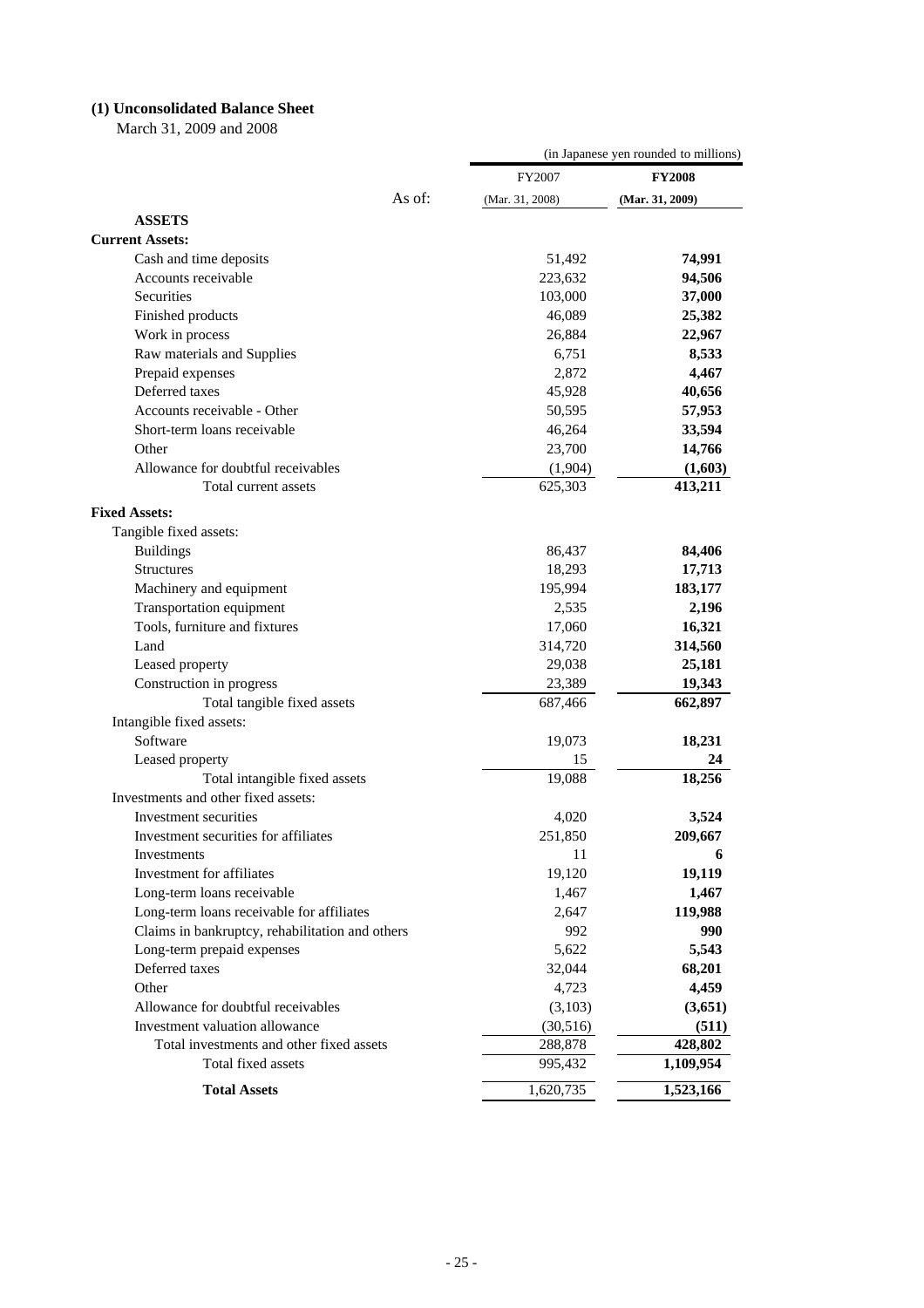### (1) Unconsolidated Balance Sheet

March 31, 2009 and 2008

(in Japanese yen rounded to millions)

| As of: | FY2007 (Mar. 31, 2008) | **FY2008 (Mar. 31, 2009)** |
|---|---|---|
| **ASSETS** | | |
| **Current Assets:** | | |
| Cash and time deposits | 51,492 | **74,991** |
| Accounts receivable | 223,632 | **94,506** |
| Securities | 103,000 | **37,000** |
| Finished products | 46,089 | **25,382** |
| Work in process | 26,884 | **22,967** |
| Raw materials and Supplies | 6,751 | **8,533** |
| Prepaid expenses | 2,872 | **4,467** |
| Deferred taxes | 45,928 | **40,656** |
| Accounts receivable - Other | 50,595 | **57,953** |
| Short-term loans receivable | 46,264 | **33,594** |
| Other | 23,700 | **14,766** |
| Allowance for doubtful receivables | (1,904) | **(1,603)** |
| Total current assets | 625,303 | **413,211** |
| **Fixed Assets:** | | |
| Tangible fixed assets: | | |
| Buildings | 86,437 | **84,406** |
| Structures | 18,293 | **17,713** |
| Machinery and equipment | 195,994 | **183,177** |
| Transportation equipment | 2,535 | **2,196** |
| Tools, furniture and fixtures | 17,060 | **16,321** |
| Land | 314,720 | **314,560** |
| Leased property | 29,038 | **25,181** |
| Construction in progress | 23,389 | **19,343** |
| Total tangible fixed assets | 687,466 | **662,897** |
| Intangible fixed assets: | | |
| Software | 19,073 | **18,231** |
| Leased property | 15 | **24** |
| Total intangible fixed assets | 19,088 | **18,256** |
| Investments and other fixed assets: | | |
| Investment securities | 4,020 | **3,524** |
| Investment securities for affiliates | 251,850 | **209,667** |
| Investments | 11 | **6** |
| Investment for affiliates | 19,120 | **19,119** |
| Long-term loans receivable | 1,467 | **1,467** |
| Long-term loans receivable for affiliates | 2,647 | **119,988** |
| Claims in bankruptcy, rehabilitation and others | 992 | **990** |
| Long-term prepaid expenses | 5,622 | **5,543** |
| Deferred taxes | 32,044 | **68,201** |
| Other | 4,723 | **4,459** |
| Allowance for doubtful receivables | (3,103) | **(3,651)** |
| Investment valuation allowance | (30,516) | **(511)** |
| Total investments and other fixed assets | 288,878 | **428,802** |
| Total fixed assets | 995,432 | **1,109,954** |
| **Total Assets** | 1,620,735 | **1,523,166** |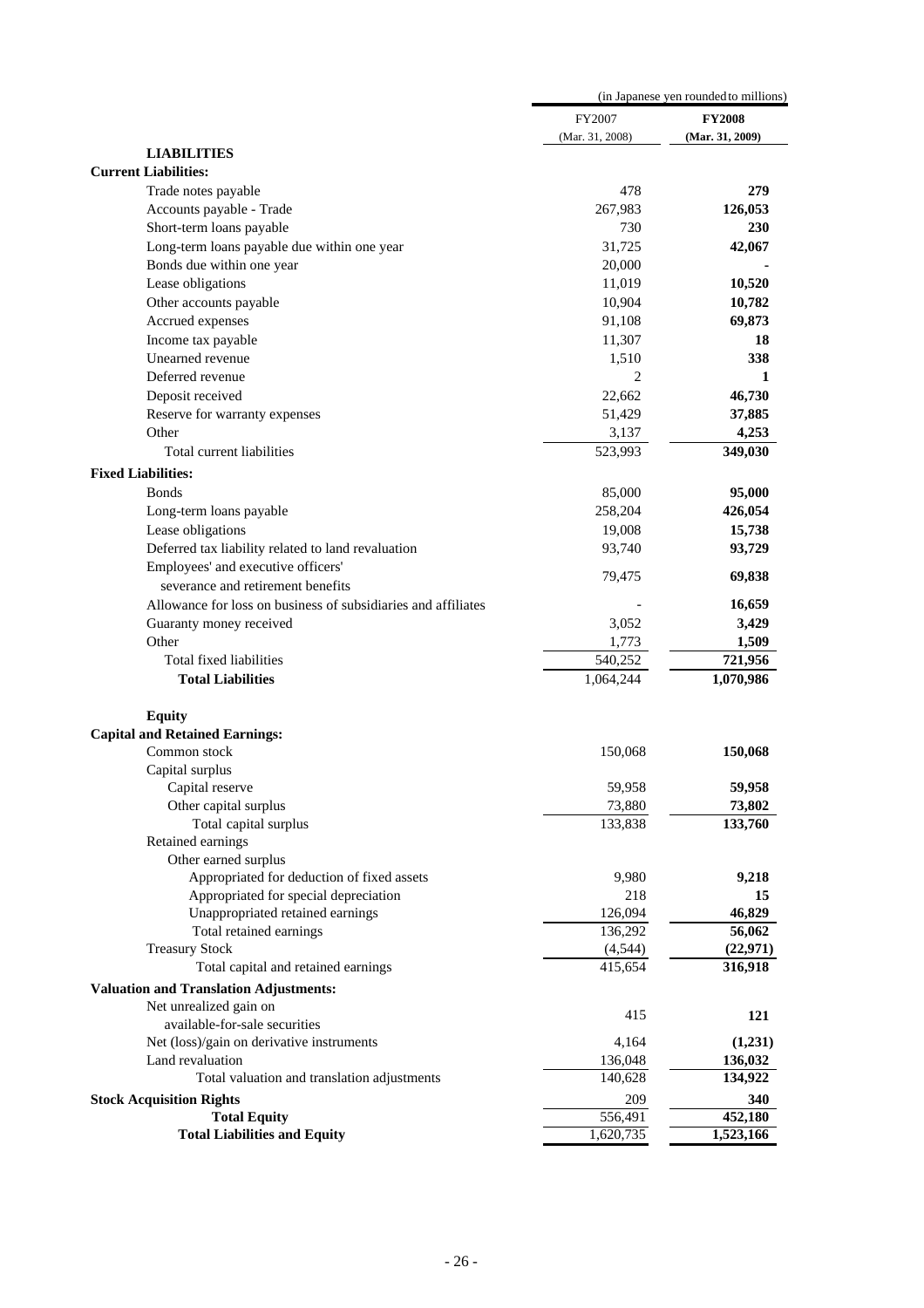(in Japanese yen rounded to millions)

| | FY2007 (Mar. 31, 2008) | **FY2008 (Mar. 31, 2009)** |
|---|---|---|
| **LIABILITIES** | | |
| **Current Liabilities:** | | |
| Trade notes payable | 478 | **279** |
| Accounts payable - Trade | 267,983 | **126,053** |
| Short-term loans payable | 730 | **230** |
| Long-term loans payable due within one year | 31,725 | **42,067** |
| Bonds due within one year | 20,000 | **-** |
| Lease obligations | 11,019 | **10,520** |
| Other accounts payable | 10,904 | **10,782** |
| Accrued expenses | 91,108 | **69,873** |
| Income tax payable | 11,307 | **18** |
| Unearned revenue | 1,510 | **338** |
| Deferred revenue | 2 | **1** |
| Deposit received | 22,662 | **46,730** |
| Reserve for warranty expenses | 51,429 | **37,885** |
| Other | 3,137 | **4,253** |
| Total current liabilities | 523,993 | **349,030** |
| **Fixed Liabilities:** | | |
| Bonds | 85,000 | **95,000** |
| Long-term loans payable | 258,204 | **426,054** |
| Lease obligations | 19,008 | **15,738** |
| Deferred tax liability related to land revaluation | 93,740 | **93,729** |
| Employees' and executive officers' severance and retirement benefits | 79,475 | **69,838** |
| Allowance for loss on business of subsidiaries and affiliates | - | **16,659** |
| Guaranty money received | 3,052 | **3,429** |
| Other | 1,773 | **1,509** |
| Total fixed liabilities | 540,252 | **721,956** |
| **Total Liabilities** | 1,064,244 | **1,070,986** |
| **Equity** | | |
| **Capital and Retained Earnings:** | | |
| Common stock | 150,068 | **150,068** |
| Capital surplus | | |
| Capital reserve | 59,958 | **59,958** |
| Other capital surplus | 73,880 | **73,802** |
| Total capital surplus | 133,838 | **133,760** |
| Retained earnings | | |
| Other earned surplus | | |
| Appropriated for deduction of fixed assets | 9,980 | **9,218** |
| Appropriated for special depreciation | 218 | **15** |
| Unappropriated retained earnings | 126,094 | **46,829** |
| Total retained earnings | 136,292 | **56,062** |
| Treasury Stock | (4,544) | **(22,971)** |
| Total capital and retained earnings | 415,654 | **316,918** |
| **Valuation and Translation Adjustments:** | | |
| Net unrealized gain on available-for-sale securities | 415 | **121** |
| Net (loss)/gain on derivative instruments | 4,164 | **(1,231)** |
| Land revaluation | 136,048 | **136,032** |
| Total valuation and translation adjustments | 140,628 | **134,922** |
| **Stock Acquisition Rights** | 209 | **340** |
| **Total Equity** | 556,491 | **452,180** |
| **Total Liabilities and Equity** | 1,620,735 | **1,523,166** |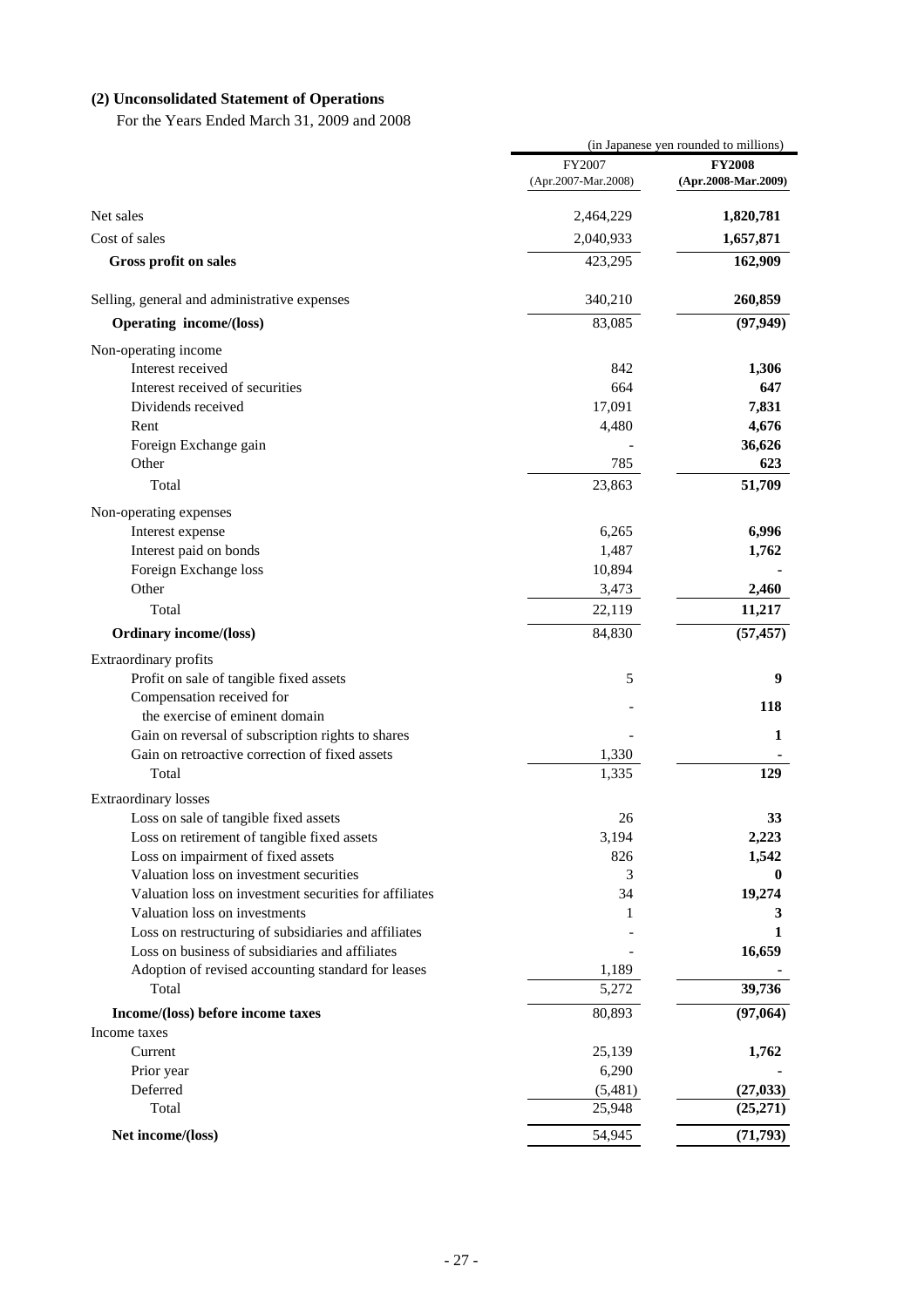### (2) Unconsolidated Statement of Operations

For the Years Ended March 31, 2009 and 2008

| | (in Japanese yen rounded to millions) | |
|---|---|---|
| | FY2007 (Apr.2007-Mar.2008) | **FY2008 (Apr.2008-Mar.2009)** |
| Net sales | 2,464,229 | **1,820,781** |
| Cost of sales | 2,040,933 | **1,657,871** |
| **Gross profit on sales** | 423,295 | **162,909** |
| Selling, general and administrative expenses | 340,210 | **260,859** |
| **Operating income/(loss)** | 83,085 | **(97,949)** |
| Non-operating income | | |
| Interest received | 842 | **1,306** |
| Interest received of securities | 664 | **647** |
| Dividends received | 17,091 | **7,831** |
| Rent | 4,480 | **4,676** |
| Foreign Exchange gain | - | **36,626** |
| Other | 785 | **623** |
| Total | 23,863 | **51,709** |
| Non-operating expenses | | |
| Interest expense | 6,265 | **6,996** |
| Interest paid on bonds | 1,487 | **1,762** |
| Foreign Exchange loss | 10,894 | **-** |
| Other | 3,473 | **2,460** |
| Total | 22,119 | **11,217** |
| **Ordinary income/(loss)** | 84,830 | **(57,457)** |
| Extraordinary profits | | |
| Profit on sale of tangible fixed assets | 5 | **9** |
| Compensation received for the exercise of eminent domain | - | **118** |
| Gain on reversal of subscription rights to shares | - | **1** |
| Gain on retroactive correction of fixed assets | 1,330 | **-** |
| Total | 1,335 | **129** |
| Extraordinary losses | | |
| Loss on sale of tangible fixed assets | 26 | **33** |
| Loss on retirement of tangible fixed assets | 3,194 | **2,223** |
| Loss on impairment of fixed assets | 826 | **1,542** |
| Valuation loss on investment securities | 3 | **0** |
| Valuation loss on investment securities for affiliates | 34 | **19,274** |
| Valuation loss on investments | 1 | **3** |
| Loss on restructuring of subsidiaries and affiliates | - | **1** |
| Loss on business of subsidiaries and affiliates | - | **16,659** |
| Adoption of revised accounting standard for leases | 1,189 | **-** |
| Total | 5,272 | **39,736** |
| **Income/(loss) before income taxes** | 80,893 | **(97,064)** |
| Income taxes | | |
| Current | 25,139 | **1,762** |
| Prior year | 6,290 | **-** |
| Deferred | (5,481) | **(27,033)** |
| Total | 25,948 | **(25,271)** |
| **Net income/(loss)** | 54,945 | **(71,793)** |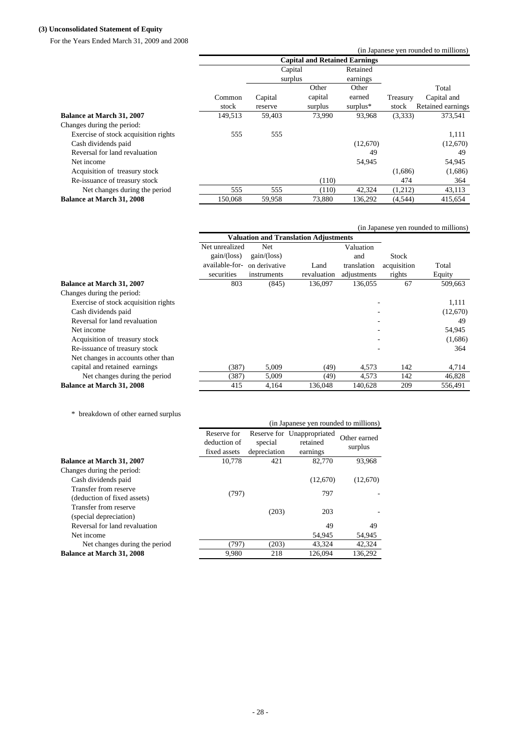### (3) Unconsolidated Statement of Equity

For the Years Ended March 31, 2009 and 2008

(in Japanese yen rounded to millions)

| | Capital and Retained Earnings | | | | | |
|---|---|---|---|---|---|---|
| | | Capital surplus | | Retained earnings | | |
| | Common stock | Capital reserve | Other capital surplus | Other earned surplus* | Treasury stock | Total Capital and Retained earnings |
| **Balance at March 31, 2007** | 149,513 | 59,403 | 73,990 | 93,968 | (3,333) | 373,541 |
| Changes during the period: | | | | | | |
| Exercise of stock acquisition rights | 555 | 555 | | | | 1,111 |
| Cash dividends paid | | | | (12,670) | | (12,670) |
| Reversal for land revaluation | | | | 49 | | 49 |
| Net income | | | | 54,945 | | 54,945 |
| Acquisition of treasury stock | | | | | (1,686) | (1,686) |
| Re-issuance of treasury stock | | | (110) | | 474 | 364 |
| Net changes during the period | 555 | 555 | (110) | 42,324 | (1,212) | 43,113 |
| **Balance at March 31, 2008** | 150,068 | 59,958 | 73,880 | 136,292 | (4,544) | 415,654 |

(in Japanese yen rounded to millions)

| | Valuation and Translation Adjustments | | | | | |
|---|---|---|---|---|---|---|
| | Net unrealized gain/(loss) available-for-securities | Net gain/(loss) on derivative instruments | Land revaluation | Valuation and translation adjustments | Stock acquisition rights | Total Equity |
| **Balance at March 31, 2007** | 803 | (845) | 136,097 | 136,055 | 67 | 509,663 |
| Changes during the period: | | | | | | |
| Exercise of stock acquisition rights | | | | - | | 1,111 |
| Cash dividends paid | | | | - | | (12,670) |
| Reversal for land revaluation | | | | - | | 49 |
| Net income | | | | - | | 54,945 |
| Acquisition of treasury stock | | | | - | | (1,686) |
| Re-issuance of treasury stock | | | | - | | 364 |
| Net changes in accounts other than capital and retained earnings | (387) | 5,009 | (49) | 4,573 | 142 | 4,714 |
| Net changes during the period | (387) | 5,009 | (49) | 4,573 | 142 | 46,828 |
| **Balance at March 31, 2008** | 415 | 4,164 | 136,048 | 140,628 | 209 | 556,491 |

\* breakdown of other earned surplus

(in Japanese yen rounded to millions)

| | Reserve for deduction of fixed assets | Reserve for special depreciation | Unappropriated retained earnings | Other earned surplus |
|---|---|---|---|---|
| **Balance at March 31, 2007** | 10,778 | 421 | 82,770 | 93,968 |
| Changes during the period: | | | | |
| Cash dividends paid | | | (12,670) | (12,670) |
| Transfer from reserve (deduction of fixed assets) | (797) | | 797 | - |
| Transfer from reserve (special depreciation) | | (203) | 203 | - |
| Reversal for land revaluation | | | 49 | 49 |
| Net income | | | 54,945 | 54,945 |
| Net changes during the period | (797) | (203) | 43,324 | 42,324 |
| **Balance at March 31, 2008** | 9,980 | 218 | 126,094 | 136,292 |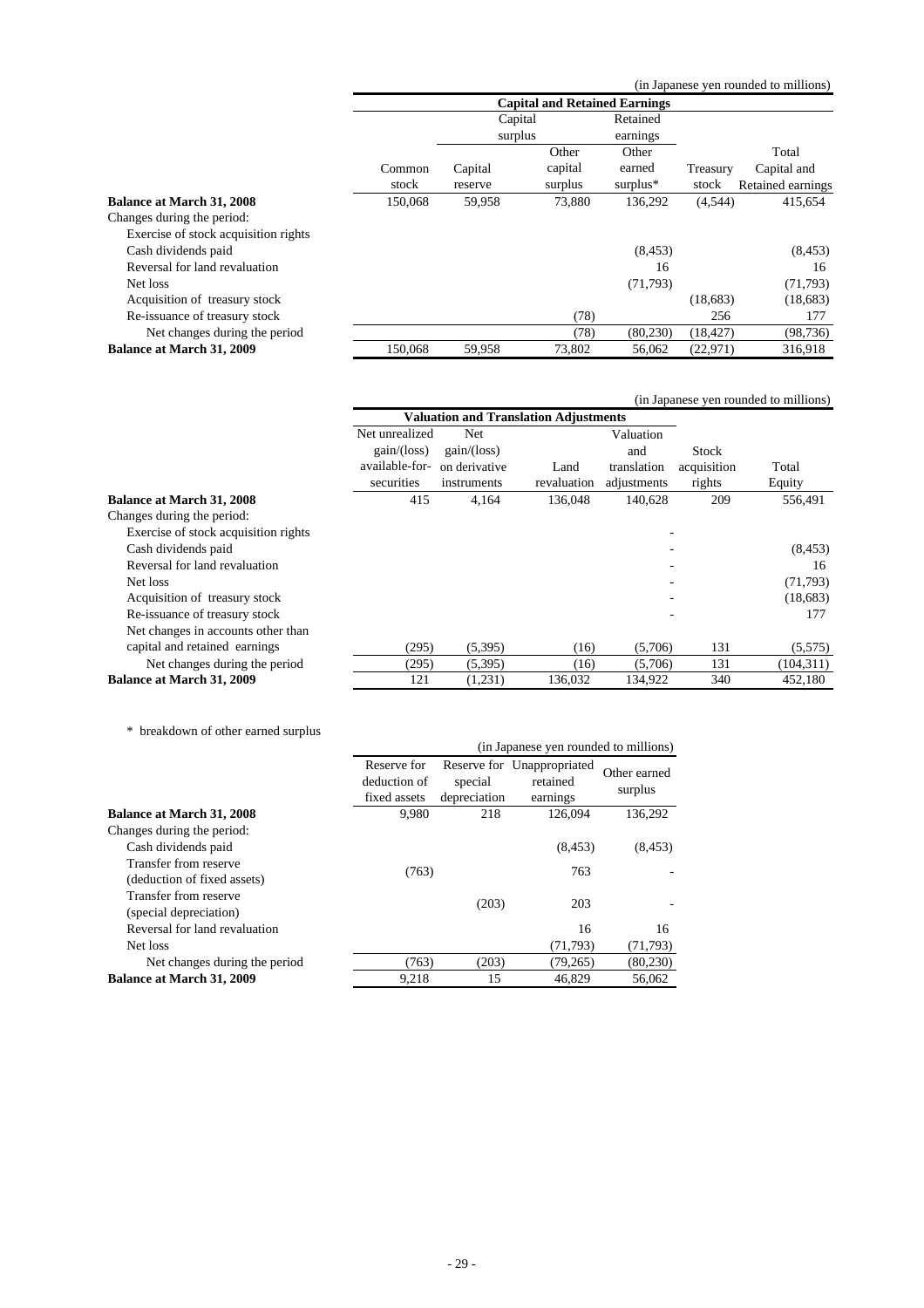(in Japanese yen rounded to millions)

| | Capital and Retained Earnings | | | | | |
|---|---|---|---|---|---|---|
| | | Capital surplus | | Retained earnings | | |
| | Common stock | Capital reserve | Other capital surplus | Other earned surplus* | Treasury stock | Total Capital and Retained earnings |
| **Balance at March 31, 2008** | 150,068 | 59,958 | 73,880 | 136,292 | (4,544) | 415,654 |
| Changes during the period: | | | | | | |
| Exercise of stock acquisition rights | | | | | | |
| Cash dividends paid | | | | (8,453) | | (8,453) |
| Reversal for land revaluation | | | | 16 | | 16 |
| Net loss | | | | (71,793) | | (71,793) |
| Acquisition of treasury stock | | | | | (18,683) | (18,683) |
| Re-issuance of treasury stock | | | (78) | | 256 | 177 |
| Net changes during the period | | | (78) | (80,230) | (18,427) | (98,736) |
| **Balance at March 31, 2009** | 150,068 | 59,958 | 73,802 | 56,062 | (22,971) | 316,918 |

(in Japanese yen rounded to millions)

| | Valuation and Translation Adjustments | | | | | |
|---|---|---|---|---|---|---|
| | Net unrealized gain/(loss) available-for-securities | Net gain/(loss) on derivative instruments | Land revaluation | Valuation and translation adjustments | Stock acquisition rights | Total Equity |
| **Balance at March 31, 2008** | 415 | 4,164 | 136,048 | 140,628 | 209 | 556,491 |
| Changes during the period: | | | | | | |
| Exercise of stock acquisition rights | | | | - | | |
| Cash dividends paid | | | | - | | (8,453) |
| Reversal for land revaluation | | | | - | | 16 |
| Net loss | | | | - | | (71,793) |
| Acquisition of treasury stock | | | | - | | (18,683) |
| Re-issuance of treasury stock | | | | - | | 177 |
| Net changes in accounts other than capital and retained earnings | (295) | (5,395) | (16) | (5,706) | 131 | (5,575) |
| Net changes during the period | (295) | (5,395) | (16) | (5,706) | 131 | (104,311) |
| **Balance at March 31, 2009** | 121 | (1,231) | 136,032 | 134,922 | 340 | 452,180 |

\* breakdown of other earned surplus

(in Japanese yen rounded to millions)

| | Reserve for deduction of fixed assets | Reserve for special depreciation | Unappropriated retained earnings | Other earned surplus |
|---|---|---|---|---|
| **Balance at March 31, 2008** | 9,980 | 218 | 126,094 | 136,292 |
| Changes during the period: | | | | |
| Cash dividends paid | | | (8,453) | (8,453) |
| Transfer from reserve (deduction of fixed assets) | (763) | | 763 | - |
| Transfer from reserve (special depreciation) | | (203) | 203 | - |
| Reversal for land revaluation | | | 16 | 16 |
| Net loss | | | (71,793) | (71,793) |
| Net changes during the period | (763) | (203) | (79,265) | (80,230) |
| **Balance at March 31, 2009** | 9,218 | 15 | 46,829 | 56,062 |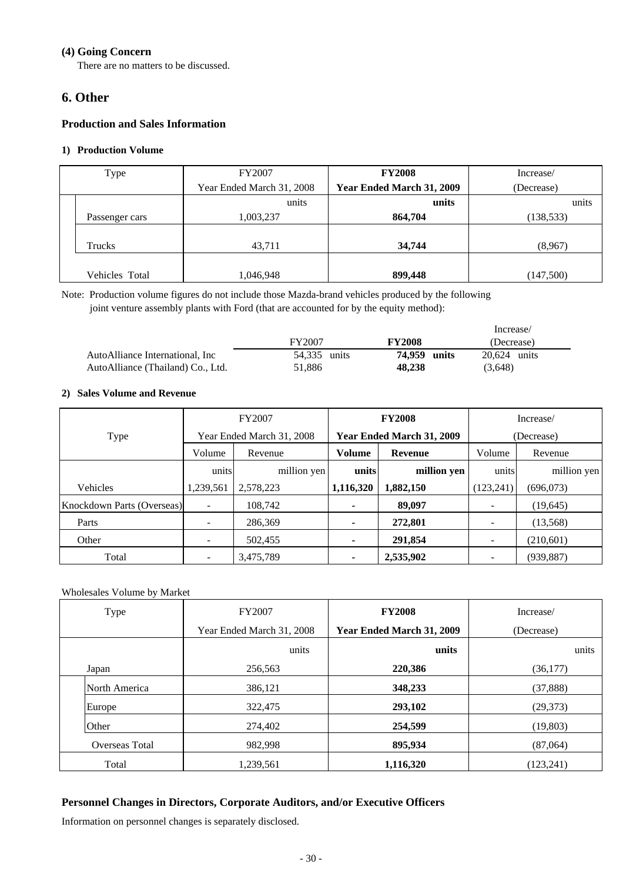**(4) Going Concern**

There are no matters to be discussed.

## 6. Other

### Production and Sales Information

**1) Production Volume**

| Type | FY2007 Year Ended March 31, 2008 | **FY2008 Year Ended March 31, 2009** | Increase/ (Decrease) |
|---|---|---|---|
| | units | **units** | units |
| Passenger cars | 1,003,237 | **864,704** | (138,533) |
| Trucks | 43,711 | **34,744** | (8,967) |
| Vehicles Total | 1,046,948 | **899,448** | (147,500) |

Note: Production volume figures do not include those Mazda-brand vehicles produced by the following joint venture assembly plants with Ford (that are accounted for by the equity method):

| | FY2007 | **FY2008** | Increase/ (Decrease) |
|---|---|---|---|
| AutoAlliance International, Inc | 54,335 units | **74,959 units** | 20,624 units |
| AutoAlliance (Thailand) Co., Ltd. | 51,886 | **48,238** | (3,648) |

**2) Sales Volume and Revenue**

| Type | FY2007 Year Ended March 31, 2008 | | **FY2008 Year Ended March 31, 2009** | | Increase/ (Decrease) | |
|---|---|---|---|---|---|---|
| | Volume | Revenue | **Volume** | **Revenue** | Volume | Revenue |
| | units | million yen | **units** | **million yen** | units | million yen |
| Vehicles | 1,239,561 | 2,578,223 | **1,116,320** | **1,882,150** | (123,241) | (696,073) |
| Knockdown Parts (Overseas) | - | 108,742 | **-** | **89,097** | - | (19,645) |
| Parts | - | 286,369 | **-** | **272,801** | - | (13,568) |
| Other | - | 502,455 | **-** | **291,854** | - | (210,601) |
| Total | - | 3,475,789 | **-** | **2,535,902** | - | (939,887) |

Wholesales Volume by Market

| Type | FY2007 Year Ended March 31, 2008 | **FY2008 Year Ended March 31, 2009** | Increase/ (Decrease) |
|---|---|---|---|
| | units | **units** | units |
| Japan | 256,563 | **220,386** | (36,177) |
| North America | 386,121 | **348,233** | (37,888) |
| Europe | 322,475 | **293,102** | (29,373) |
| Other | 274,402 | **254,599** | (19,803) |
| Overseas Total | 982,998 | **895,934** | (87,064) |
| Total | 1,239,561 | **1,116,320** | (123,241) |

### Personnel Changes in Directors, Corporate Auditors, and/or Executive Officers

Information on personnel changes is separately disclosed.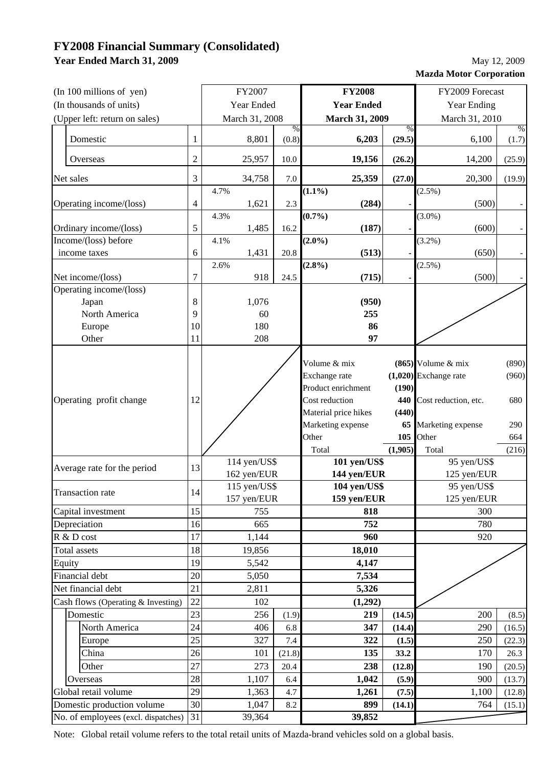# FY2008 Financial Summary (Consolidated)

**Year Ended March 31, 2009**

May 12, 2009

**Mazda Motor Corporation**

| (In 100 millions of yen)<br>(In thousands of units)<br>(Upper left: return on sales) | | FY2007 Year Ended March 31, 2008 | % | **FY2008 Year Ended March 31, 2009** | % | FY2009 Forecast Year Ending March 31, 2010 | % |
|---|---|---|---|---|---|---|---|
| Domestic | 1 | 8,801 | (0.8) | **6,203** | **(29.5)** | 6,100 | (1.7) |
| Overseas | 2 | 25,957 | 10.0 | **19,156** | **(26.2)** | 14,200 | (25.9) |
| Net sales | 3 | 34,758 | 7.0 | **25,359** | **(27.0)** | 20,300 | (19.9) |
| Operating income/(loss) | 4 | 4.7% 1,621 | 2.3 | **(1.1%) (284)** | - | (2.5%) (500) | - |
| Ordinary income/(loss) | 5 | 4.3% 1,485 | 16.2 | **(0.7%) (187)** | - | (3.0%) (600) | - |
| Income/(loss) before income taxes | 6 | 4.1% 1,431 | 20.8 | **(2.0%) (513)** | - | (3.2%) (650) | - |
| Net income/(loss) | 7 | 2.6% 918 | 24.5 | **(2.8%) (715)** | - | (2.5%) (500) | - |
| Operating income/(loss) Japan | 8 | 1,076 | | **(950)** | | | |
| North America | 9 | 60 | | **255** | | | |
| Europe | 10 | 180 | | **86** | | | |
| Other | 11 | 208 | | **97** | | | |
| Operating profit change | 12 | | | Volume & mix | **(865)** | Volume & mix | (890) |
| | | | | Exchange rate | **(1,020)** | Exchange rate | (960) |
| | | | | Product enrichment | **(190)** | | |
| | | | | Cost reduction | **440** | Cost reduction, etc. | 680 |
| | | | | Material price hikes | **(440)** | | |
| | | | | Marketing expense | **65** | Marketing expense | 290 |
| | | | | Other | **105** | Other | 664 |
| | | | | Total | **(1,905)** | Total | (216) |
| Average rate for the period | 13 | 114 yen/US$<br>162 yen/EUR | | **101 yen/US$<br>144 yen/EUR** | | 95 yen/US$<br>125 yen/EUR | |
| Transaction rate | 14 | 115 yen/US$<br>157 yen/EUR | | **104 yen/US$<br>159 yen/EUR** | | 95 yen/US$<br>125 yen/EUR | |
| Capital investment | 15 | 755 | | **818** | | 300 | |
| Depreciation | 16 | 665 | | **752** | | 780 | |
| R & D cost | 17 | 1,144 | | **960** | | 920 | |
| Total assets | 18 | 19,856 | | **18,010** | | | |
| Equity | 19 | 5,542 | | **4,147** | | | |
| Financial debt | 20 | 5,050 | | **7,534** | | | |
| Net financial debt | 21 | 2,811 | | **5,326** | | | |
| Cash flows (Operating & Investing) | 22 | 102 | | **(1,292)** | | | |
| Domestic | 23 | 256 | (1.9) | **219** | **(14.5)** | 200 | (8.5) |
| North America | 24 | 406 | 6.8 | **347** | **(14.4)** | 290 | (16.5) |
| Europe | 25 | 327 | 7.4 | **322** | **(1.5)** | 250 | (22.3) |
| China | 26 | 101 | (21.8) | **135** | **33.2** | 170 | 26.3 |
| Other | 27 | 273 | 20.4 | **238** | **(12.8)** | 190 | (20.5) |
| Overseas | 28 | 1,107 | 6.4 | **1,042** | **(5.9)** | 900 | (13.7) |
| Global retail volume | 29 | 1,363 | 4.7 | **1,261** | **(7.5)** | 1,100 | (12.8) |
| Domestic production volume | 30 | 1,047 | 8.2 | **899** | **(14.1)** | 764 | (15.1) |
| No. of employees (excl. dispatches) | 31 | 39,364 | | **39,852** | | | |

Note: Global retail volume refers to the total retail units of Mazda-brand vehicles sold on a global basis.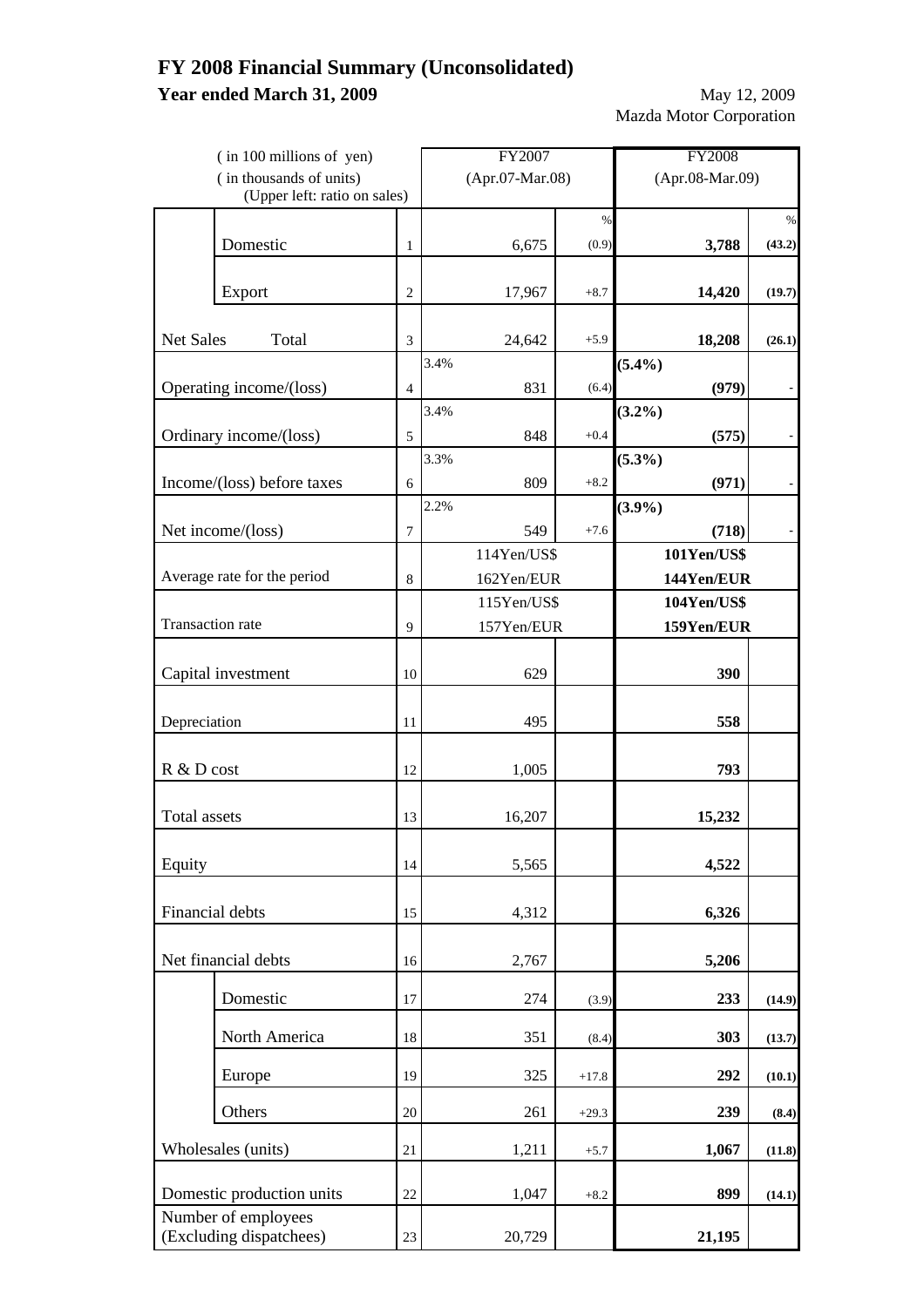# FY 2008 Financial Summary (Unconsolidated)

**Year ended March 31, 2009**

May 12, 2009
Mazda Motor Corporation

| ( in 100 millions of yen) ( in thousands of units) (Upper left: ratio on sales) | | | FY2007 (Apr.07-Mar.08) | | FY2008 (Apr.08-Mar.09) | |
|---|---|---|---|---|---|---|
| | | | | % | | % |
| | Domestic | 1 | 6,675 | (0.9) | **3,788** | **(43.2)** |
| | Export | 2 | 17,967 | +8.7 | **14,420** | **(19.7)** |
| Net Sales | Total | 3 | 24,642 | +5.9 | **18,208** | **(26.1)** |
| Operating income/(loss) | | 4 | 3.4% 831 | (6.4) | **(5.4%)** **(979)** | - |
| Ordinary income/(loss) | | 5 | 3.4% 848 | +0.4 | **(3.2%)** **(575)** | - |
| Income/(loss) before taxes | | 6 | 3.3% 809 | +8.2 | **(5.3%)** **(971)** | - |
| Net income/(loss) | | 7 | 2.2% 549 | +7.6 | **(3.9%)** **(718)** | - |
| Average rate for the period | | 8 | 114Yen/US$ 162Yen/EUR | | **101Yen/US$** **144Yen/EUR** | |
| Transaction rate | | 9 | 115Yen/US$ 157Yen/EUR | | **104Yen/US$** **159Yen/EUR** | |
| Capital investment | | 10 | 629 | | **390** | |
| Depreciation | | 11 | 495 | | **558** | |
| R & D cost | | 12 | 1,005 | | **793** | |
| Total assets | | 13 | 16,207 | | **15,232** | |
| Equity | | 14 | 5,565 | | **4,522** | |
| Financial debts | | 15 | 4,312 | | **6,326** | |
| Net financial debts | | 16 | 2,767 | | **5,206** | |
| | Domestic | 17 | 274 | (3.9) | **233** | **(14.9)** |
| | North America | 18 | 351 | (8.4) | **303** | **(13.7)** |
| | Europe | 19 | 325 | +17.8 | **292** | **(10.1)** |
| | Others | 20 | 261 | +29.3 | **239** | **(8.4)** |
| Wholesales (units) | | 21 | 1,211 | +5.7 | **1,067** | **(11.8)** |
| Domestic production units | | 22 | 1,047 | +8.2 | **899** | **(14.1)** |
| Number of employees (Excluding dispatchees) | | 23 | 20,729 | | **21,195** | |